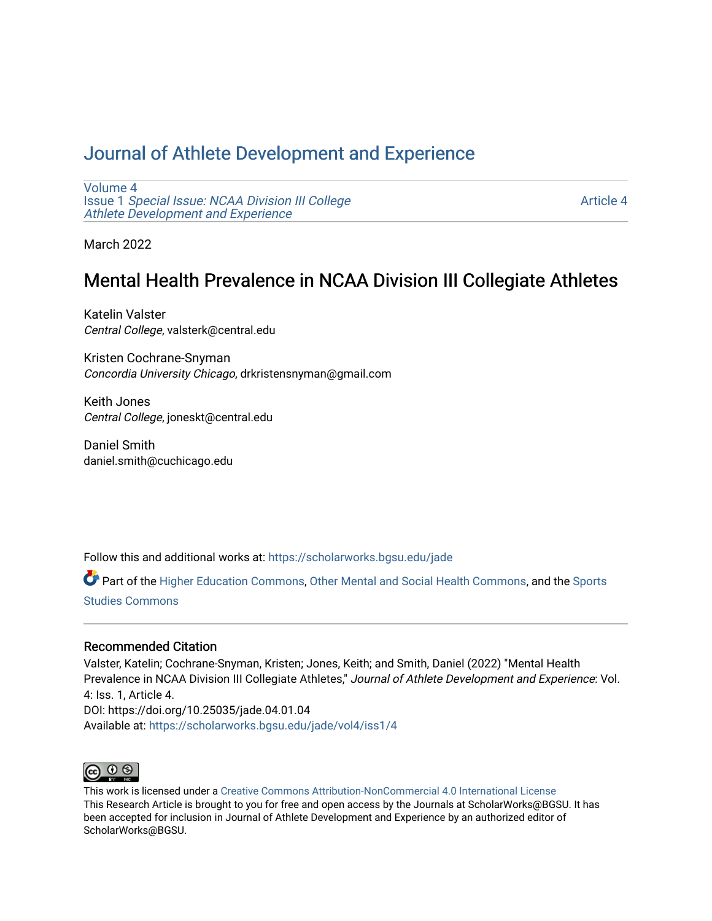# Journal of Athlete Development and Experience

Volume 4
Issue 1 *Special Issue: NCAA Division III College Athlete Development and Experience*

Article 4

March 2022

## Mental Health Prevalence in NCAA Division III Collegiate Athletes

Katelin Valster
*Central College*, valsterk@central.edu

Kristen Cochrane-Snyman
*Concordia University Chicago*, drkristensnyman@gmail.com

Keith Jones
*Central College*, joneskt@central.edu

Daniel Smith
daniel.smith@cuchicago.edu

Follow this and additional works at: https://scholarworks.bgsu.edu/jade

Part of the Higher Education Commons, Other Mental and Social Health Commons, and the Sports Studies Commons

### Recommended Citation

Valster, Katelin; Cochrane-Snyman, Kristen; Jones, Keith; and Smith, Daniel (2022) "Mental Health Prevalence in NCAA Division III Collegiate Athletes," *Journal of Athlete Development and Experience*: Vol. 4: Iss. 1, Article 4.
DOI: https://doi.org/10.25035/jade.04.01.04
Available at: https://scholarworks.bgsu.edu/jade/vol4/iss1/4

This work is licensed under a Creative Commons Attribution-NonCommercial 4.0 International License
This Research Article is brought to you for free and open access by the Journals at ScholarWorks@BGSU. It has been accepted for inclusion in Journal of Athlete Development and Experience by an authorized editor of ScholarWorks@BGSU.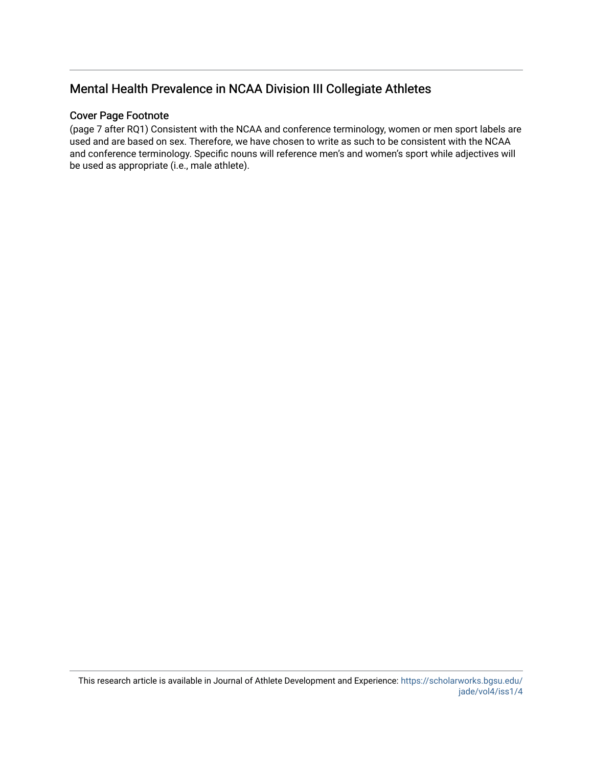## Mental Health Prevalence in NCAA Division III Collegiate Athletes

### Cover Page Footnote

(page 7 after RQ1) Consistent with the NCAA and conference terminology, women or men sport labels are used and are based on sex. Therefore, we have chosen to write as such to be consistent with the NCAA and conference terminology. Specific nouns will reference men's and women's sport while adjectives will be used as appropriate (i.e., male athlete).

This research article is available in Journal of Athlete Development and Experience: https://scholarworks.bgsu.edu/jade/vol4/iss1/4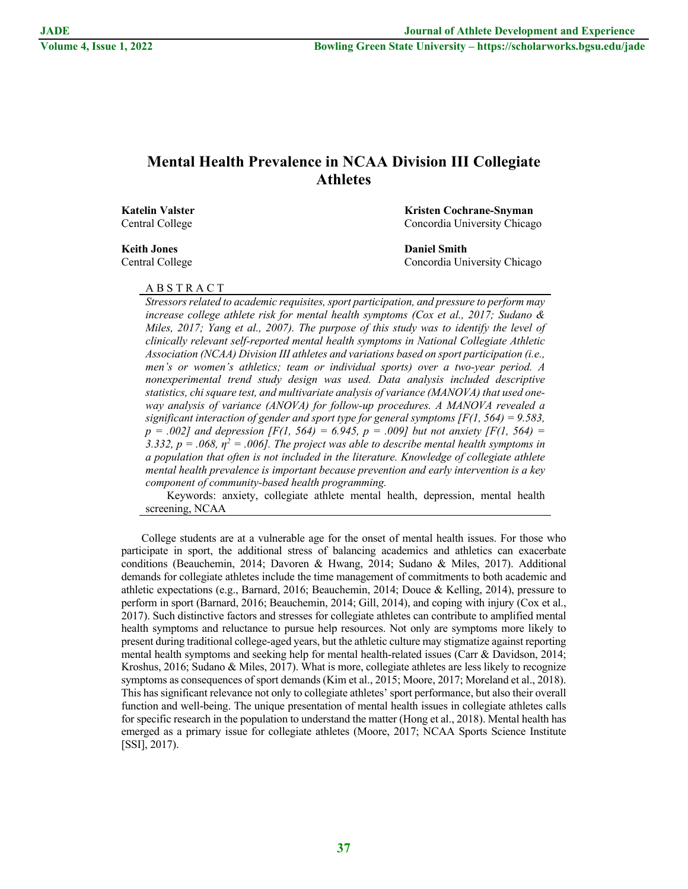# Mental Health Prevalence in NCAA Division III Collegiate Athletes

**Katelin Valster**
Central College

**Kristen Cochrane-Snyman**
Concordia University Chicago

**Keith Jones**
Central College

**Daniel Smith**
Concordia University Chicago

ABSTRACT

*Stressors related to academic requisites, sport participation, and pressure to perform may increase college athlete risk for mental health symptoms (Cox et al., 2017; Sudano & Miles, 2017; Yang et al., 2007). The purpose of this study was to identify the level of clinically relevant self-reported mental health symptoms in National Collegiate Athletic Association (NCAA) Division III athletes and variations based on sport participation (i.e., men's or women's athletics; team or individual sports) over a two-year period. A nonexperimental trend study design was used. Data analysis included descriptive statistics, chi square test, and multivariate analysis of variance (MANOVA) that used one-way analysis of variance (ANOVA) for follow-up procedures. A MANOVA revealed a significant interaction of gender and sport type for general symptoms [$F(1, 564) = 9.583$, $p = .002$] and depression [$F(1, 564) = 6.945$, $p = .009$] but not anxiety [$F(1, 564) = 3.332$, $p = .068$, $\eta^2 = .006$]. The project was able to describe mental health symptoms in a population that often is not included in the literature. Knowledge of collegiate athlete mental health prevalence is important because prevention and early intervention is a key component of community-based health programming.*

Keywords: anxiety, collegiate athlete mental health, depression, mental health screening, NCAA

College students are at a vulnerable age for the onset of mental health issues. For those who participate in sport, the additional stress of balancing academics and athletics can exacerbate conditions (Beauchemin, 2014; Davoren & Hwang, 2014; Sudano & Miles, 2017). Additional demands for collegiate athletes include the time management of commitments to both academic and athletic expectations (e.g., Barnard, 2016; Beauchemin, 2014; Douce & Kelling, 2014), pressure to perform in sport (Barnard, 2016; Beauchemin, 2014; Gill, 2014), and coping with injury (Cox et al., 2017). Such distinctive factors and stresses for collegiate athletes can contribute to amplified mental health symptoms and reluctance to pursue help resources. Not only are symptoms more likely to present during traditional college-aged years, but the athletic culture may stigmatize against reporting mental health symptoms and seeking help for mental health-related issues (Carr & Davidson, 2014; Kroshus, 2016; Sudano & Miles, 2017). What is more, collegiate athletes are less likely to recognize symptoms as consequences of sport demands (Kim et al., 2015; Moore, 2017; Moreland et al., 2018). This has significant relevance not only to collegiate athletes' sport performance, but also their overall function and well-being. The unique presentation of mental health issues in collegiate athletes calls for specific research in the population to understand the matter (Hong et al., 2018). Mental health has emerged as a primary issue for collegiate athletes (Moore, 2017; NCAA Sports Science Institute [SSI], 2017).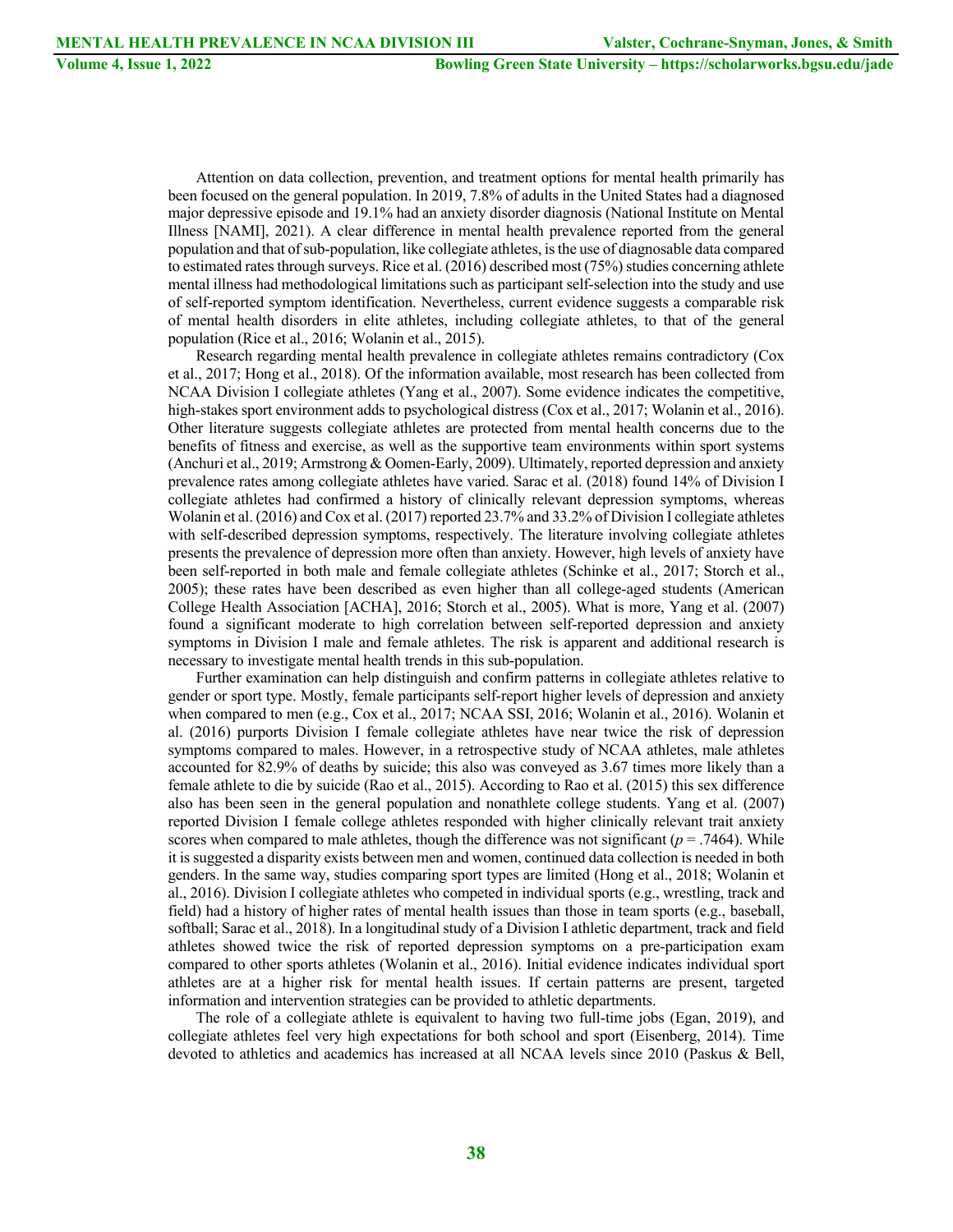Attention on data collection, prevention, and treatment options for mental health primarily has been focused on the general population. In 2019, 7.8% of adults in the United States had a diagnosed major depressive episode and 19.1% had an anxiety disorder diagnosis (National Institute on Mental Illness [NAMI], 2021). A clear difference in mental health prevalence reported from the general population and that of sub-population, like collegiate athletes, is the use of diagnosable data compared to estimated rates through surveys. Rice et al. (2016) described most (75%) studies concerning athlete mental illness had methodological limitations such as participant self-selection into the study and use of self-reported symptom identification. Nevertheless, current evidence suggests a comparable risk of mental health disorders in elite athletes, including collegiate athletes, to that of the general population (Rice et al., 2016; Wolanin et al., 2015).

Research regarding mental health prevalence in collegiate athletes remains contradictory (Cox et al., 2017; Hong et al., 2018). Of the information available, most research has been collected from NCAA Division I collegiate athletes (Yang et al., 2007). Some evidence indicates the competitive, high-stakes sport environment adds to psychological distress (Cox et al., 2017; Wolanin et al., 2016). Other literature suggests collegiate athletes are protected from mental health concerns due to the benefits of fitness and exercise, as well as the supportive team environments within sport systems (Anchuri et al., 2019; Armstrong & Oomen-Early, 2009). Ultimately, reported depression and anxiety prevalence rates among collegiate athletes have varied. Sarac et al. (2018) found 14% of Division I collegiate athletes had confirmed a history of clinically relevant depression symptoms, whereas Wolanin et al. (2016) and Cox et al. (2017) reported 23.7% and 33.2% of Division I collegiate athletes with self-described depression symptoms, respectively. The literature involving collegiate athletes presents the prevalence of depression more often than anxiety. However, high levels of anxiety have been self-reported in both male and female collegiate athletes (Schinke et al., 2017; Storch et al., 2005); these rates have been described as even higher than all college-aged students (American College Health Association [ACHA], 2016; Storch et al., 2005). What is more, Yang et al. (2007) found a significant moderate to high correlation between self-reported depression and anxiety symptoms in Division I male and female athletes. The risk is apparent and additional research is necessary to investigate mental health trends in this sub-population.

Further examination can help distinguish and confirm patterns in collegiate athletes relative to gender or sport type. Mostly, female participants self-report higher levels of depression and anxiety when compared to men (e.g., Cox et al., 2017; NCAA SSI, 2016; Wolanin et al., 2016). Wolanin et al. (2016) purports Division I female collegiate athletes have near twice the risk of depression symptoms compared to males. However, in a retrospective study of NCAA athletes, male athletes accounted for 82.9% of deaths by suicide; this also was conveyed as 3.67 times more likely than a female athlete to die by suicide (Rao et al., 2015). According to Rao et al. (2015) this sex difference also has been seen in the general population and nonathlete college students. Yang et al. (2007) reported Division I female college athletes responded with higher clinically relevant trait anxiety scores when compared to male athletes, though the difference was not significant ($p = .7464$). While it is suggested a disparity exists between men and women, continued data collection is needed in both genders. In the same way, studies comparing sport types are limited (Hong et al., 2018; Wolanin et al., 2016). Division I collegiate athletes who competed in individual sports (e.g., wrestling, track and field) had a history of higher rates of mental health issues than those in team sports (e.g., baseball, softball; Sarac et al., 2018). In a longitudinal study of a Division I athletic department, track and field athletes showed twice the risk of reported depression symptoms on a pre-participation exam compared to other sports athletes (Wolanin et al., 2016). Initial evidence indicates individual sport athletes are at a higher risk for mental health issues. If certain patterns are present, targeted information and intervention strategies can be provided to athletic departments.

The role of a collegiate athlete is equivalent to having two full-time jobs (Egan, 2019), and collegiate athletes feel very high expectations for both school and sport (Eisenberg, 2014). Time devoted to athletics and academics has increased at all NCAA levels since 2010 (Paskus & Bell,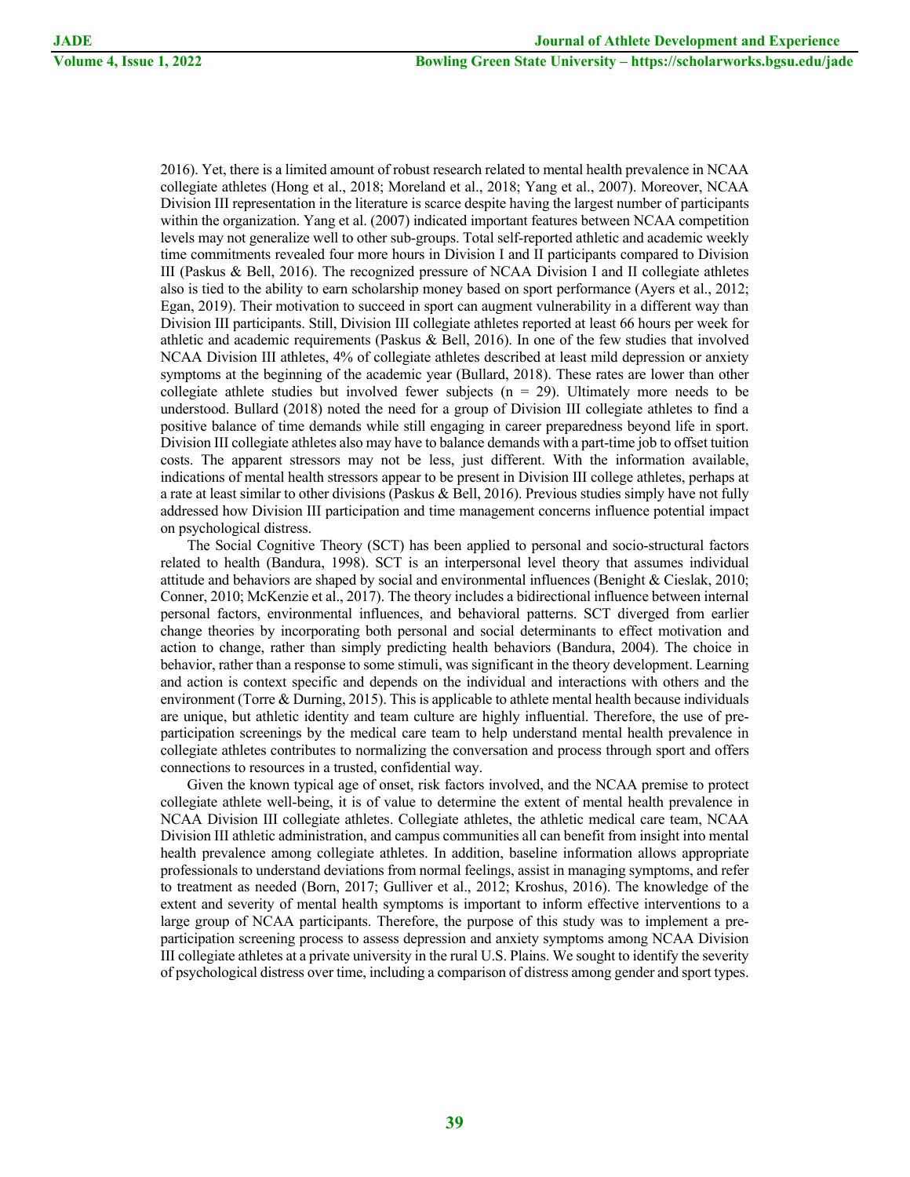2016). Yet, there is a limited amount of robust research related to mental health prevalence in NCAA collegiate athletes (Hong et al., 2018; Moreland et al., 2018; Yang et al., 2007). Moreover, NCAA Division III representation in the literature is scarce despite having the largest number of participants within the organization. Yang et al. (2007) indicated important features between NCAA competition levels may not generalize well to other sub-groups. Total self-reported athletic and academic weekly time commitments revealed four more hours in Division I and II participants compared to Division III (Paskus & Bell, 2016). The recognized pressure of NCAA Division I and II collegiate athletes also is tied to the ability to earn scholarship money based on sport performance (Ayers et al., 2012; Egan, 2019). Their motivation to succeed in sport can augment vulnerability in a different way than Division III participants. Still, Division III collegiate athletes reported at least 66 hours per week for athletic and academic requirements (Paskus & Bell, 2016). In one of the few studies that involved NCAA Division III athletes, 4% of collegiate athletes described at least mild depression or anxiety symptoms at the beginning of the academic year (Bullard, 2018). These rates are lower than other collegiate athlete studies but involved fewer subjects ($n = 29$). Ultimately more needs to be understood. Bullard (2018) noted the need for a group of Division III collegiate athletes to find a positive balance of time demands while still engaging in career preparedness beyond life in sport. Division III collegiate athletes also may have to balance demands with a part-time job to offset tuition costs. The apparent stressors may not be less, just different. With the information available, indications of mental health stressors appear to be present in Division III college athletes, perhaps at a rate at least similar to other divisions (Paskus & Bell, 2016). Previous studies simply have not fully addressed how Division III participation and time management concerns influence potential impact on psychological distress.

The Social Cognitive Theory (SCT) has been applied to personal and socio-structural factors related to health (Bandura, 1998). SCT is an interpersonal level theory that assumes individual attitude and behaviors are shaped by social and environmental influences (Benight & Cieslak, 2010; Conner, 2010; McKenzie et al., 2017). The theory includes a bidirectional influence between internal personal factors, environmental influences, and behavioral patterns. SCT diverged from earlier change theories by incorporating both personal and social determinants to effect motivation and action to change, rather than simply predicting health behaviors (Bandura, 2004). The choice in behavior, rather than a response to some stimuli, was significant in the theory development. Learning and action is context specific and depends on the individual and interactions with others and the environment (Torre & Durning, 2015). This is applicable to athlete mental health because individuals are unique, but athletic identity and team culture are highly influential. Therefore, the use of pre-participation screenings by the medical care team to help understand mental health prevalence in collegiate athletes contributes to normalizing the conversation and process through sport and offers connections to resources in a trusted, confidential way.

Given the known typical age of onset, risk factors involved, and the NCAA premise to protect collegiate athlete well-being, it is of value to determine the extent of mental health prevalence in NCAA Division III collegiate athletes. Collegiate athletes, the athletic medical care team, NCAA Division III athletic administration, and campus communities all can benefit from insight into mental health prevalence among collegiate athletes. In addition, baseline information allows appropriate professionals to understand deviations from normal feelings, assist in managing symptoms, and refer to treatment as needed (Born, 2017; Gulliver et al., 2012; Kroshus, 2016). The knowledge of the extent and severity of mental health symptoms is important to inform effective interventions to a large group of NCAA participants. Therefore, the purpose of this study was to implement a pre-participation screening process to assess depression and anxiety symptoms among NCAA Division III collegiate athletes at a private university in the rural U.S. Plains. We sought to identify the severity of psychological distress over time, including a comparison of distress among gender and sport types.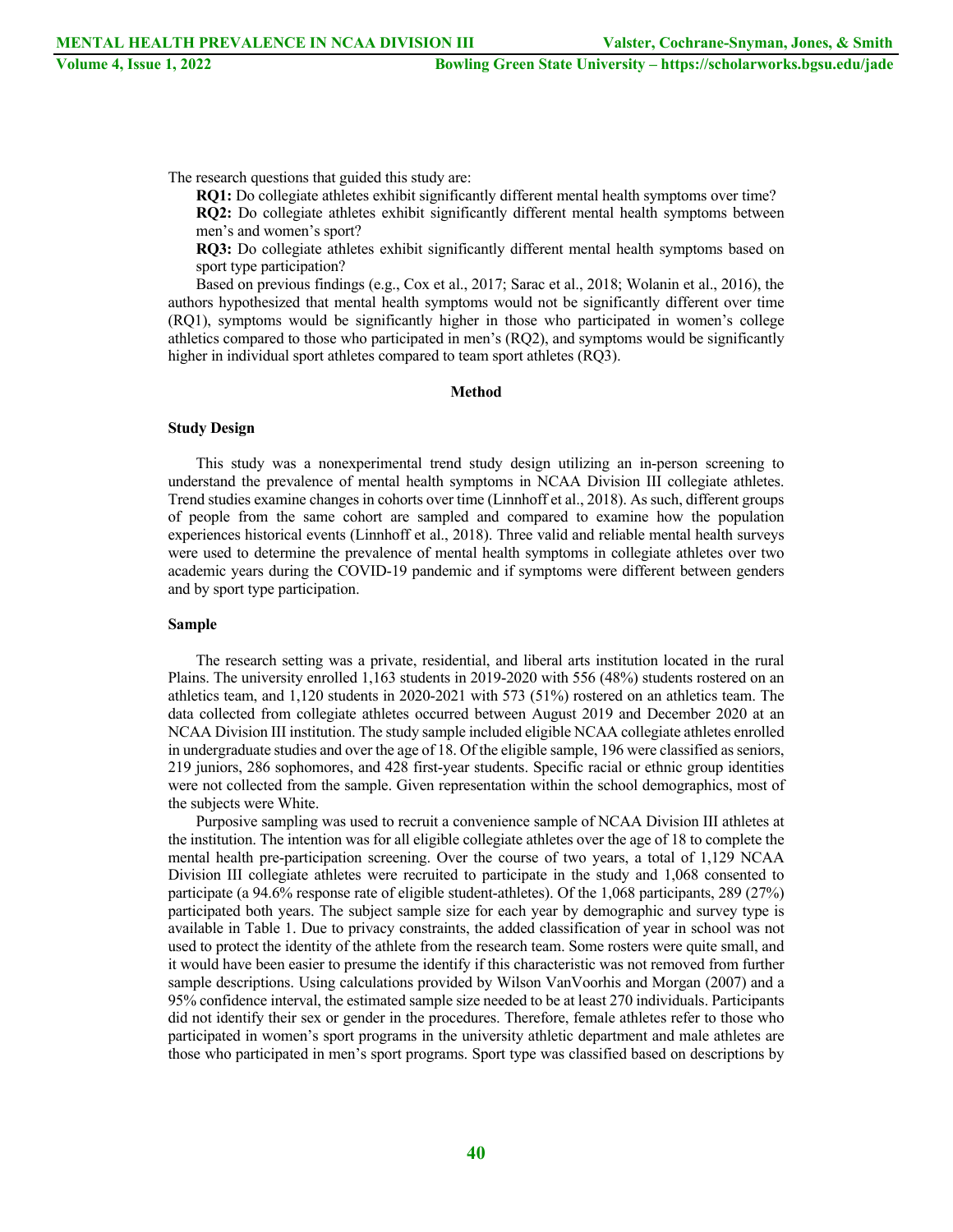The research questions that guided this study are:

**RQ1:** Do collegiate athletes exhibit significantly different mental health symptoms over time?

**RQ2:** Do collegiate athletes exhibit significantly different mental health symptoms between men's and women's sport?

**RQ3:** Do collegiate athletes exhibit significantly different mental health symptoms based on sport type participation?

Based on previous findings (e.g., Cox et al., 2017; Sarac et al., 2018; Wolanin et al., 2016), the authors hypothesized that mental health symptoms would not be significantly different over time (RQ1), symptoms would be significantly higher in those who participated in women's college athletics compared to those who participated in men's (RQ2), and symptoms would be significantly higher in individual sport athletes compared to team sport athletes (RQ3).

## Method

### Study Design

This study was a nonexperimental trend study design utilizing an in-person screening to understand the prevalence of mental health symptoms in NCAA Division III collegiate athletes. Trend studies examine changes in cohorts over time (Linnhoff et al., 2018). As such, different groups of people from the same cohort are sampled and compared to examine how the population experiences historical events (Linnhoff et al., 2018). Three valid and reliable mental health surveys were used to determine the prevalence of mental health symptoms in collegiate athletes over two academic years during the COVID-19 pandemic and if symptoms were different between genders and by sport type participation.

### Sample

The research setting was a private, residential, and liberal arts institution located in the rural Plains. The university enrolled 1,163 students in 2019-2020 with 556 (48%) students rostered on an athletics team, and 1,120 students in 2020-2021 with 573 (51%) rostered on an athletics team. The data collected from collegiate athletes occurred between August 2019 and December 2020 at an NCAA Division III institution. The study sample included eligible NCAA collegiate athletes enrolled in undergraduate studies and over the age of 18. Of the eligible sample, 196 were classified as seniors, 219 juniors, 286 sophomores, and 428 first-year students. Specific racial or ethnic group identities were not collected from the sample. Given representation within the school demographics, most of the subjects were White.

Purposive sampling was used to recruit a convenience sample of NCAA Division III athletes at the institution. The intention was for all eligible collegiate athletes over the age of 18 to complete the mental health pre-participation screening. Over the course of two years, a total of 1,129 NCAA Division III collegiate athletes were recruited to participate in the study and 1,068 consented to participate (a 94.6% response rate of eligible student-athletes). Of the 1,068 participants, 289 (27%) participated both years. The subject sample size for each year by demographic and survey type is available in Table 1. Due to privacy constraints, the added classification of year in school was not used to protect the identity of the athlete from the research team. Some rosters were quite small, and it would have been easier to presume the identify if this characteristic was not removed from further sample descriptions. Using calculations provided by Wilson VanVoorhis and Morgan (2007) and a 95% confidence interval, the estimated sample size needed to be at least 270 individuals. Participants did not identify their sex or gender in the procedures. Therefore, female athletes refer to those who participated in women's sport programs in the university athletic department and male athletes are those who participated in men's sport programs. Sport type was classified based on descriptions by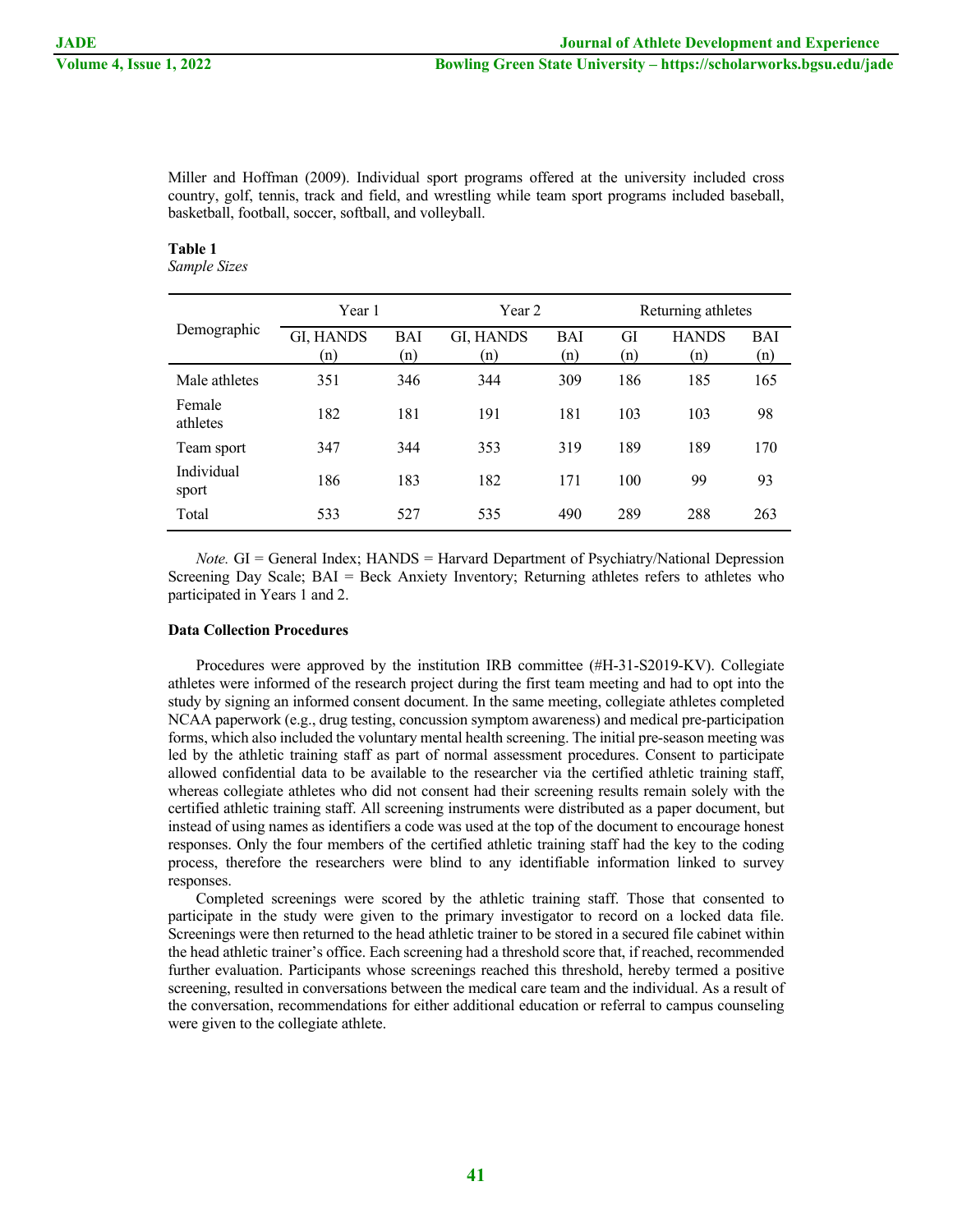Miller and Hoffman (2009). Individual sport programs offered at the university included cross country, golf, tennis, track and field, and wrestling while team sport programs included baseball, basketball, football, soccer, softball, and volleyball.

**Table 1**

*Sample Sizes*

| Demographic | Year 1 | | Year 2 | | Returning athletes | | |
|---|---|---|---|---|---|---|---|
| | GI, HANDS (n) | BAI (n) | GI, HANDS (n) | BAI (n) | GI (n) | HANDS (n) | BAI (n) |
| Male athletes | 351 | 346 | 344 | 309 | 186 | 185 | 165 |
| Female athletes | 182 | 181 | 191 | 181 | 103 | 103 | 98 |
| Team sport | 347 | 344 | 353 | 319 | 189 | 189 | 170 |
| Individual sport | 186 | 183 | 182 | 171 | 100 | 99 | 93 |
| Total | 533 | 527 | 535 | 490 | 289 | 288 | 263 |

*Note.* GI = General Index; HANDS = Harvard Department of Psychiatry/National Depression Screening Day Scale; BAI = Beck Anxiety Inventory; Returning athletes refers to athletes who participated in Years 1 and 2.

**Data Collection Procedures**

Procedures were approved by the institution IRB committee (#H-31-S2019-KV). Collegiate athletes were informed of the research project during the first team meeting and had to opt into the study by signing an informed consent document. In the same meeting, collegiate athletes completed NCAA paperwork (e.g., drug testing, concussion symptom awareness) and medical pre-participation forms, which also included the voluntary mental health screening. The initial pre-season meeting was led by the athletic training staff as part of normal assessment procedures. Consent to participate allowed confidential data to be available to the researcher via the certified athletic training staff, whereas collegiate athletes who did not consent had their screening results remain solely with the certified athletic training staff. All screening instruments were distributed as a paper document, but instead of using names as identifiers a code was used at the top of the document to encourage honest responses. Only the four members of the certified athletic training staff had the key to the coding process, therefore the researchers were blind to any identifiable information linked to survey responses.

Completed screenings were scored by the athletic training staff. Those that consented to participate in the study were given to the primary investigator to record on a locked data file. Screenings were then returned to the head athletic trainer to be stored in a secured file cabinet within the head athletic trainer's office. Each screening had a threshold score that, if reached, recommended further evaluation. Participants whose screenings reached this threshold, hereby termed a positive screening, resulted in conversations between the medical care team and the individual. As a result of the conversation, recommendations for either additional education or referral to campus counseling were given to the collegiate athlete.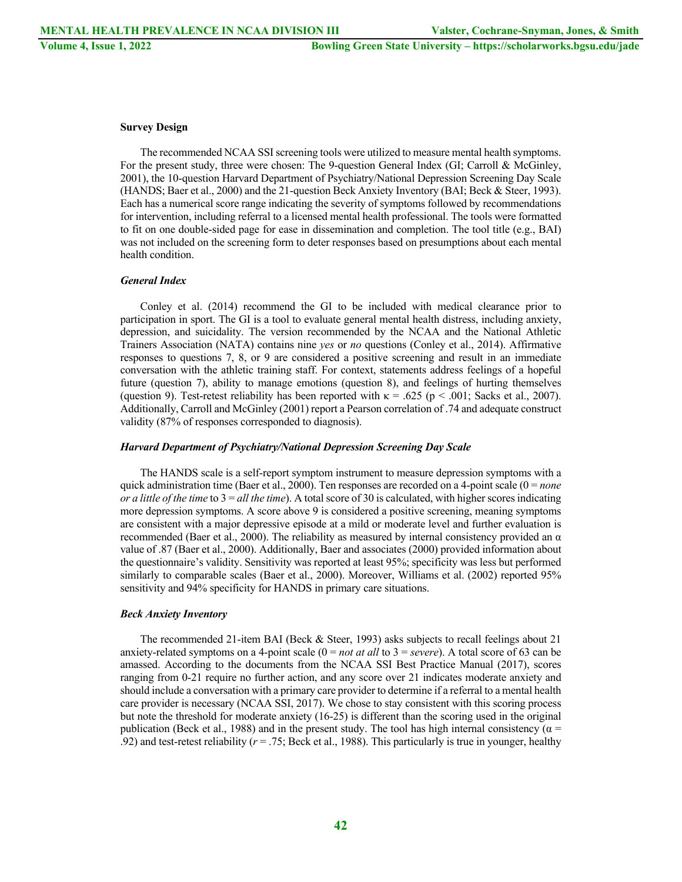### Survey Design

The recommended NCAA SSI screening tools were utilized to measure mental health symptoms. For the present study, three were chosen: The 9-question General Index (GI; Carroll & McGinley, 2001), the 10-question Harvard Department of Psychiatry/National Depression Screening Day Scale (HANDS; Baer et al., 2000) and the 21-question Beck Anxiety Inventory (BAI; Beck & Steer, 1993). Each has a numerical score range indicating the severity of symptoms followed by recommendations for intervention, including referral to a licensed mental health professional. The tools were formatted to fit on one double-sided page for ease in dissemination and completion. The tool title (e.g., BAI) was not included on the screening form to deter responses based on presumptions about each mental health condition.

#### *General Index*

Conley et al. (2014) recommend the GI to be included with medical clearance prior to participation in sport. The GI is a tool to evaluate general mental health distress, including anxiety, depression, and suicidality. The version recommended by the NCAA and the National Athletic Trainers Association (NATA) contains nine *yes* or *no* questions (Conley et al., 2014). Affirmative responses to questions 7, 8, or 9 are considered a positive screening and result in an immediate conversation with the athletic training staff. For context, statements address feelings of a hopeful future (question 7), ability to manage emotions (question 8), and feelings of hurting themselves (question 9). Test-retest reliability has been reported with $\kappa = .625$ ($p < .001$; Sacks et al., 2007). Additionally, Carroll and McGinley (2001) report a Pearson correlation of .74 and adequate construct validity (87% of responses corresponded to diagnosis).

#### *Harvard Department of Psychiatry/National Depression Screening Day Scale*

The HANDS scale is a self-report symptom instrument to measure depression symptoms with a quick administration time (Baer et al., 2000). Ten responses are recorded on a 4-point scale (0 = *none or a little of the time* to 3 = *all the time*). A total score of 30 is calculated, with higher scores indicating more depression symptoms. A score above 9 is considered a positive screening, meaning symptoms are consistent with a major depressive episode at a mild or moderate level and further evaluation is recommended (Baer et al., 2000). The reliability as measured by internal consistency provided an $\alpha$ value of .87 (Baer et al., 2000). Additionally, Baer and associates (2000) provided information about the questionnaire's validity. Sensitivity was reported at least 95%; specificity was less but performed similarly to comparable scales (Baer et al., 2000). Moreover, Williams et al. (2002) reported 95% sensitivity and 94% specificity for HANDS in primary care situations.

#### *Beck Anxiety Inventory*

The recommended 21-item BAI (Beck & Steer, 1993) asks subjects to recall feelings about 21 anxiety-related symptoms on a 4-point scale (0 = *not at all* to 3 = *severe*). A total score of 63 can be amassed. According to the documents from the NCAA SSI Best Practice Manual (2017), scores ranging from 0-21 require no further action, and any score over 21 indicates moderate anxiety and should include a conversation with a primary care provider to determine if a referral to a mental health care provider is necessary (NCAA SSI, 2017). We chose to stay consistent with this scoring process but note the threshold for moderate anxiety (16-25) is different than the scoring used in the original publication (Beck et al., 1988) and in the present study. The tool has high internal consistency ($\alpha = .92$) and test-retest reliability ($r = .75$; Beck et al., 1988). This particularly is true in younger, healthy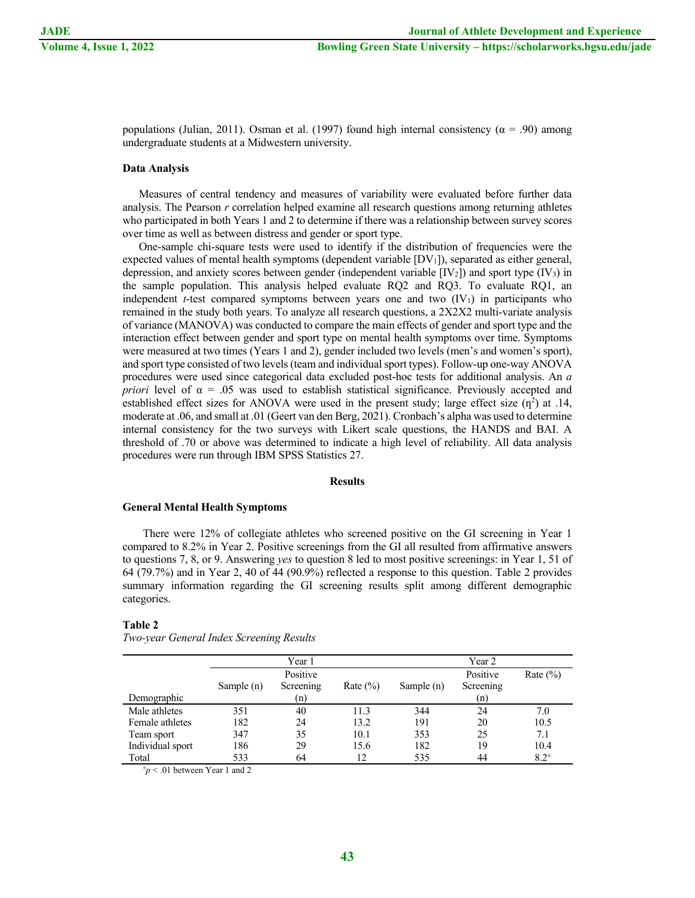populations (Julian, 2011). Osman et al. (1997) found high internal consistency ($\alpha = .90$) among undergraduate students at a Midwestern university.

**Data Analysis**

Measures of central tendency and measures of variability were evaluated before further data analysis. The Pearson *r* correlation helped examine all research questions among returning athletes who participated in both Years 1 and 2 to determine if there was a relationship between survey scores over time as well as between distress and gender or sport type.

One-sample chi-square tests were used to identify if the distribution of frequencies were the expected values of mental health symptoms (dependent variable [$DV_1$]), separated as either general, depression, and anxiety scores between gender (independent variable [$IV_2$]) and sport type ($IV_3$) in the sample population. This analysis helped evaluate RQ2 and RQ3. To evaluate RQ1, an independent *t*-test compared symptoms between years one and two ($IV_1$) in participants who remained in the study both years. To analyze all research questions, a 2X2X2 multi-variate analysis of variance (MANOVA) was conducted to compare the main effects of gender and sport type and the interaction effect between gender and sport type on mental health symptoms over time. Symptoms were measured at two times (Years 1 and 2), gender included two levels (men's and women's sport), and sport type consisted of two levels (team and individual sport types). Follow-up one-way ANOVA procedures were used since categorical data excluded post-hoc tests for additional analysis. An *a priori* level of $\alpha = .05$ was used to establish statistical significance. Previously accepted and established effect sizes for ANOVA were used in the present study; large effect size ($\eta^2$) at .14, moderate at .06, and small at .01 (Geert van den Berg, 2021). Cronbach's alpha was used to determine internal consistency for the two surveys with Likert scale questions, the HANDS and BAI. A threshold of .70 or above was determined to indicate a high level of reliability. All data analysis procedures were run through IBM SPSS Statistics 27.

## Results

**General Mental Health Symptoms**

There were 12% of collegiate athletes who screened positive on the GI screening in Year 1 compared to 8.2% in Year 2. Positive screenings from the GI all resulted from affirmative answers to questions 7, 8, or 9. Answering *yes* to question 8 led to most positive screenings: in Year 1, 51 of 64 (79.7%) and in Year 2, 40 of 44 (90.9%) reflected a response to this question. Table 2 provides summary information regarding the GI screening results split among different demographic categories.

**Table 2**

*Two-year General Index Screening Results*

| | Year 1 | | | Year 2 | | |
|---|---|---|---|---|---|---|
| Demographic | Sample (n) | Positive Screening (n) | Rate (%) | Sample (n) | Positive Screening (n) | Rate (%) |
| Male athletes | 351 | 40 | 11.3 | 344 | 24 | 7.0 |
| Female athletes | 182 | 24 | 13.2 | 191 | 20 | 10.5 |
| Team sport | 347 | 35 | 10.1 | 353 | 25 | 7.1 |
| Individual sport | 186 | 29 | 15.6 | 182 | 19 | 10.4 |
| Total | 533 | 64 | 12 | 535 | 44 | 8.2± |

$^{\pm}p < .01$ between Year 1 and 2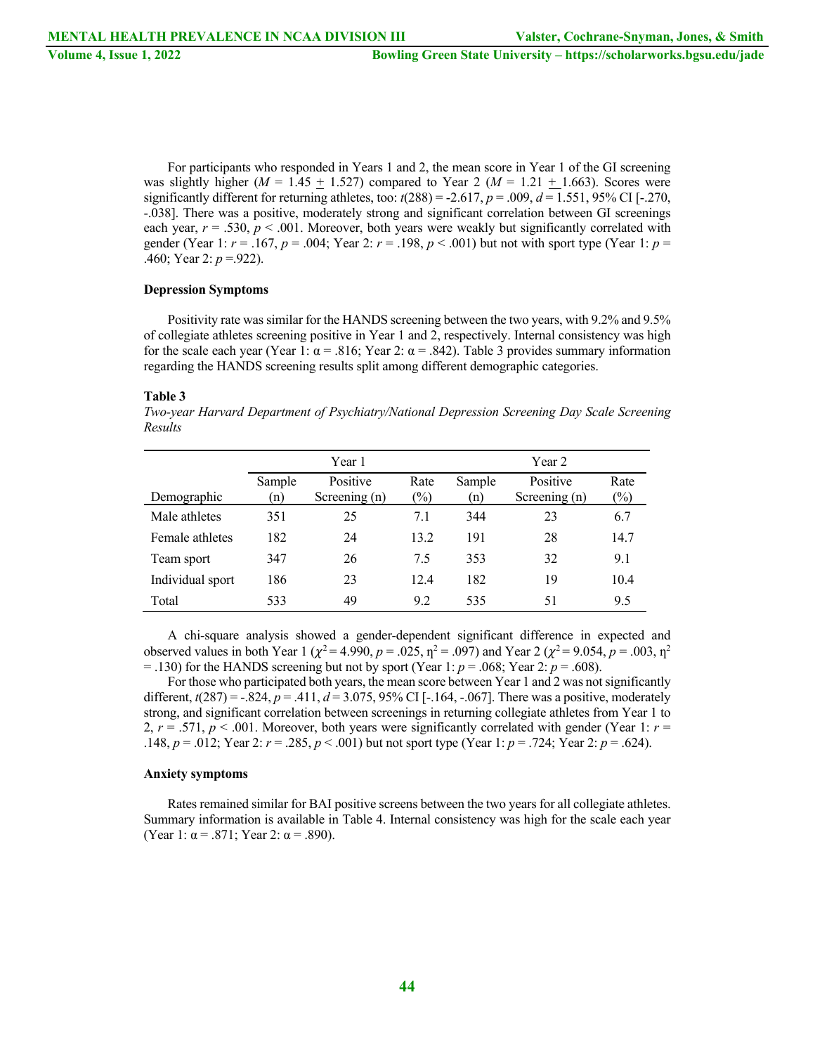For participants who responded in Years 1 and 2, the mean score in Year 1 of the GI screening was slightly higher ($M$ = 1.45 $\pm$ 1.527) compared to Year 2 ($M$ = 1.21 $\pm$ 1.663). Scores were significantly different for returning athletes, too: $t(288) = -2.617$, $p = .009$, $d = 1.551$, 95% CI [-.270, -.038]. There was a positive, moderately strong and significant correlation between GI screenings each year, $r = .530$, $p < .001$. Moreover, both years were weakly but significantly correlated with gender (Year 1: $r = .167$, $p = .004$; Year 2: $r = .198$, $p < .001$) but not with sport type (Year 1: $p = .460$; Year 2: $p = .922$).

### Depression Symptoms

Positivity rate was similar for the HANDS screening between the two years, with 9.2% and 9.5% of collegiate athletes screening positive in Year 1 and 2, respectively. Internal consistency was high for the scale each year (Year 1: α = .816; Year 2: α = .842). Table 3 provides summary information regarding the HANDS screening results split among different demographic categories.

**Table 3**

*Two-year Harvard Department of Psychiatry/National Depression Screening Day Scale Screening Results*

| | Year 1 | | | Year 2 | | |
|---|---|---|---|---|---|---|
| Demographic | Sample (n) | Positive Screening (n) | Rate (%) | Sample (n) | Positive Screening (n) | Rate (%) |
| Male athletes | 351 | 25 | 7.1 | 344 | 23 | 6.7 |
| Female athletes | 182 | 24 | 13.2 | 191 | 28 | 14.7 |
| Team sport | 347 | 26 | 7.5 | 353 | 32 | 9.1 |
| Individual sport | 186 | 23 | 12.4 | 182 | 19 | 10.4 |
| Total | 533 | 49 | 9.2 | 535 | 51 | 9.5 |

A chi-square analysis showed a gender-dependent significant difference in expected and observed values in both Year 1 ($\chi^2 = 4.990$, $p = .025$, $\eta^2 = .097$) and Year 2 ($\chi^2 = 9.054$, $p = .003$, $\eta^2 = .130$) for the HANDS screening but not by sport (Year 1: $p = .068$; Year 2: $p = .608$).

For those who participated both years, the mean score between Year 1 and 2 was not significantly different, $t(287) = -.824$, $p = .411$, $d = 3.075$, 95% CI [-.164, -.067]. There was a positive, moderately strong, and significant correlation between screenings in returning collegiate athletes from Year 1 to 2, $r = .571$, $p < .001$. Moreover, both years were significantly correlated with gender (Year 1: $r = .148$, $p = .012$; Year 2: $r = .285$, $p < .001$) but not sport type (Year 1: $p = .724$; Year 2: $p = .624$).

### Anxiety symptoms

Rates remained similar for BAI positive screens between the two years for all collegiate athletes. Summary information is available in Table 4. Internal consistency was high for the scale each year (Year 1: α = .871; Year 2: α = .890).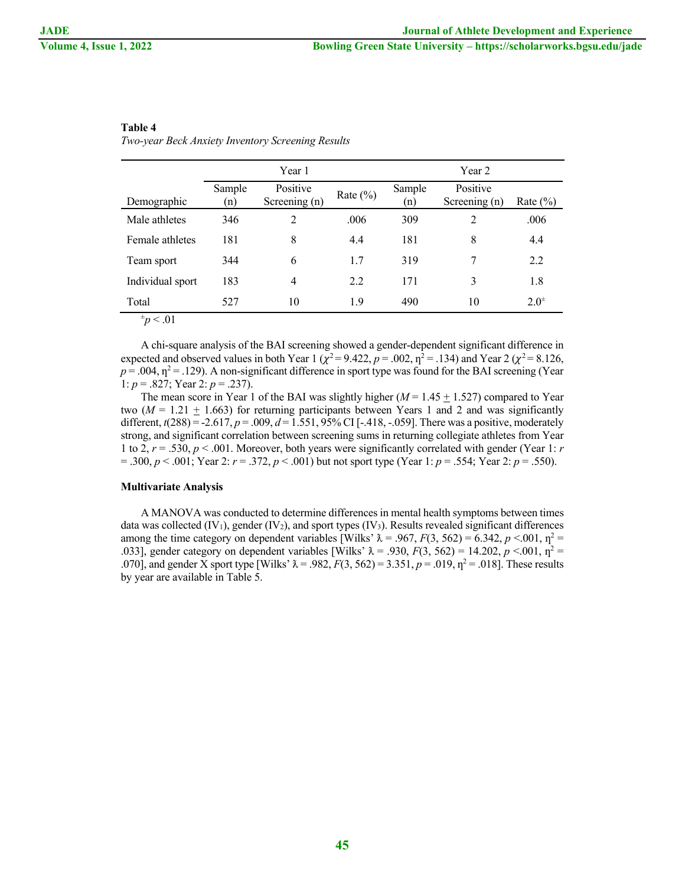**Table 4**

*Two-year Beck Anxiety Inventory Screening Results*

| | Year 1 | | | Year 2 | | |
|---|---|---|---|---|---|---|
| Demographic | Sample (n) | Positive Screening (n) | Rate (%) | Sample (n) | Positive Screening (n) | Rate (%) |
| Male athletes | 346 | 2 | .006 | 309 | 2 | .006 |
| Female athletes | 181 | 8 | 4.4 | 181 | 8 | 4.4 |
| Team sport | 344 | 6 | 1.7 | 319 | 7 | 2.2 |
| Individual sport | 183 | 4 | 2.2 | 171 | 3 | 1.8 |
| Total | 527 | 10 | 1.9 | 490 | 10 | $2.0^{\pm}$ |

$^{\pm}p < .01$

A chi-square analysis of the BAI screening showed a gender-dependent significant difference in expected and observed values in both Year 1 ($\chi^2 = 9.422$, $p = .002$, $\eta^2 = .134$) and Year 2 ($\chi^2 = 8.126$, $p = .004$, $\eta^2 = .129$). A non-significant difference in sport type was found for the BAI screening (Year 1: $p = .827$; Year 2: $p = .237$).

The mean score in Year 1 of the BAI was slightly higher ($M = 1.45 \pm 1.527$) compared to Year two ($M = 1.21 \pm 1.663$) for returning participants between Years 1 and 2 and was significantly different, $t(288) = -2.617$, $p = .009$, $d = 1.551$, 95% CI [-.418, -.059]. There was a positive, moderately strong, and significant correlation between screening sums in returning collegiate athletes from Year 1 to 2, $r = .530$, $p < .001$. Moreover, both years were significantly correlated with gender (Year 1: $r = .300$, $p < .001$; Year 2: $r = .372$, $p < .001$) but not sport type (Year 1: $p = .554$; Year 2: $p = .550$).

**Multivariate Analysis**

A MANOVA was conducted to determine differences in mental health symptoms between times data was collected ($IV_1$), gender ($IV_2$), and sport types ($IV_3$). Results revealed significant differences among the time category on dependent variables [Wilks' $\lambda = .967$, $F(3, 562) = 6.342$, $p < .001$, $\eta^2 = .033$], gender category on dependent variables [Wilks' $\lambda = .930$, $F(3, 562) = 14.202$, $p < .001$, $\eta^2 = .070$], and gender X sport type [Wilks' $\lambda = .982$, $F(3, 562) = 3.351$, $p = .019$, $\eta^2 = .018$]. These results by year are available in Table 5.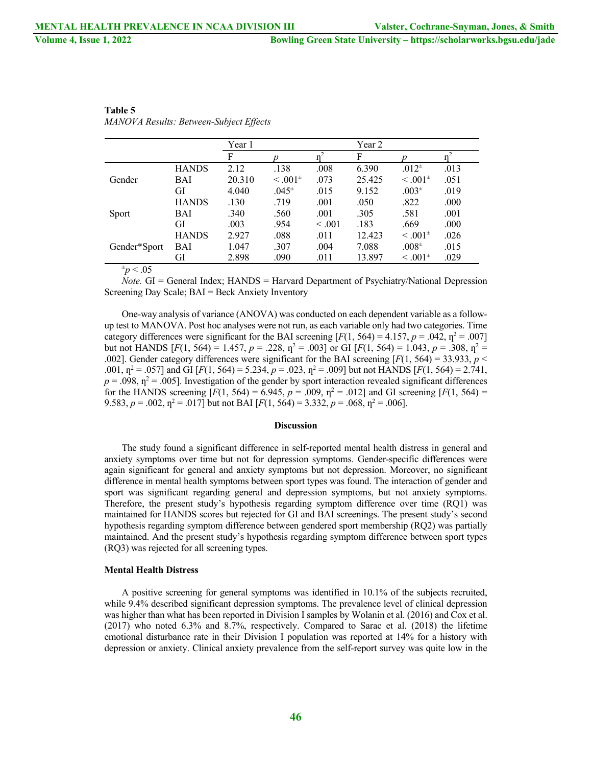**Table 5**

*MANOVA Results: Between-Subject Effects*

| | | Year 1 | | | Year 2 | | |
|---|---|---|---|---|---|---|---|
| | | F | *p* | $\eta^2$ | F | *p* | $\eta^2$ |
| Gender | HANDS | 2.12 | .138 | .008 | 6.390 | .012± | .013 |
| | BAI | 20.310 | < .001± | .073 | 25.425 | < .001± | .051 |
| | GI | 4.040 | .045± | .015 | 9.152 | .003± | .019 |
| Sport | HANDS | .130 | .719 | .001 | .050 | .822 | .000 |
| | BAI | .340 | .560 | .001 | .305 | .581 | .001 |
| | GI | .003 | .954 | < .001 | .183 | .669 | .000 |
| Gender*Sport | HANDS | 2.927 | .088 | .011 | 12.423 | < .001± | .026 |
| | BAI | 1.047 | .307 | .004 | 7.088 | .008± | .015 |
| | GI | 2.898 | .090 | .011 | 13.897 | < .001± | .029 |

±$p < .05$

*Note.* GI = General Index; HANDS = Harvard Department of Psychiatry/National Depression Screening Day Scale; BAI = Beck Anxiety Inventory

One-way analysis of variance (ANOVA) was conducted on each dependent variable as a follow-up test to MANOVA. Post hoc analyses were not run, as each variable only had two categories. Time category differences were significant for the BAI screening [$F(1, 564) = 4.157$, $p = .042$, $\eta^2 = .007$] but not HANDS [$F(1, 564) = 1.457$, $p = .228$, $\eta^2 = .003$] or GI [$F(1, 564) = 1.043$, $p = .308$, $\eta^2 = .002$]. Gender category differences were significant for the BAI screening [$F(1, 564) = 33.933$, $p < .001$, $\eta^2 = .057$] and GI [$F(1, 564) = 5.234$, $p = .023$, $\eta^2 = .009$] but not HANDS [$F(1, 564) = 2.741$, $p = .098$, $\eta^2 = .005$]. Investigation of the gender by sport interaction revealed significant differences for the HANDS screening [$F(1, 564) = 6.945$, $p = .009$, $\eta^2 = .012$] and GI screening [$F(1, 564) = 9.583$, $p = .002$, $\eta^2 = .017$] but not BAI [$F(1, 564) = 3.332$, $p = .068$, $\eta^2 = .006$].

## Discussion

The study found a significant difference in self-reported mental health distress in general and anxiety symptoms over time but not for depression symptoms. Gender-specific differences were again significant for general and anxiety symptoms but not depression. Moreover, no significant difference in mental health symptoms between sport types was found. The interaction of gender and sport was significant regarding general and depression symptoms, but not anxiety symptoms. Therefore, the present study's hypothesis regarding symptom difference over time (RQ1) was maintained for HANDS scores but rejected for GI and BAI screenings. The present study's second hypothesis regarding symptom difference between gendered sport membership (RQ2) was partially maintained. And the present study's hypothesis regarding symptom difference between sport types (RQ3) was rejected for all screening types.

### Mental Health Distress

A positive screening for general symptoms was identified in 10.1% of the subjects recruited, while 9.4% described significant depression symptoms. The prevalence level of clinical depression was higher than what has been reported in Division I samples by Wolanin et al. (2016) and Cox et al. (2017) who noted 6.3% and 8.7%, respectively. Compared to Sarac et al. (2018) the lifetime emotional disturbance rate in their Division I population was reported at 14% for a history with depression or anxiety. Clinical anxiety prevalence from the self-report survey was quite low in the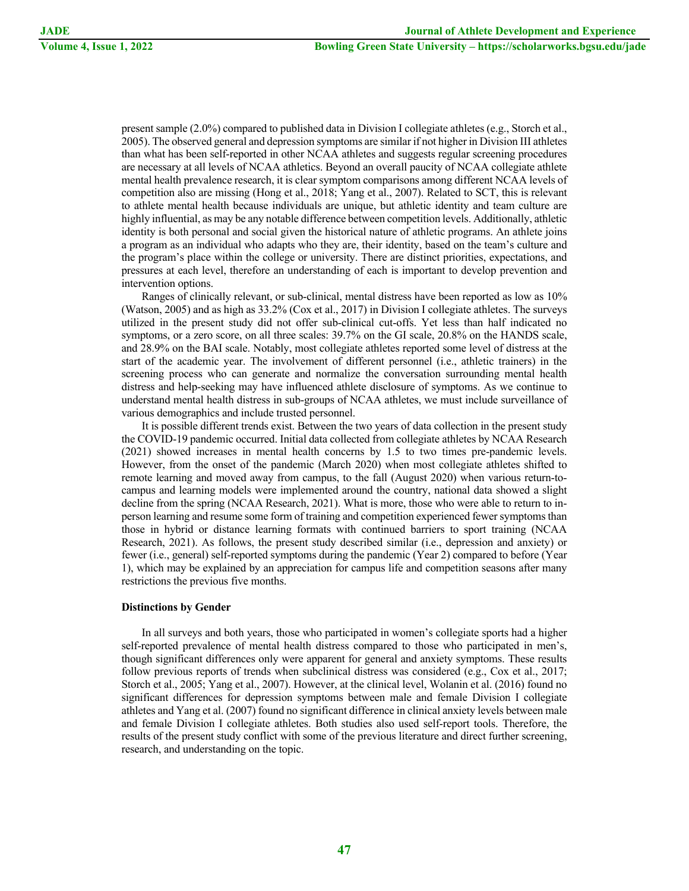present sample (2.0%) compared to published data in Division I collegiate athletes (e.g., Storch et al., 2005). The observed general and depression symptoms are similar if not higher in Division III athletes than what has been self-reported in other NCAA athletes and suggests regular screening procedures are necessary at all levels of NCAA athletics. Beyond an overall paucity of NCAA collegiate athlete mental health prevalence research, it is clear symptom comparisons among different NCAA levels of competition also are missing (Hong et al., 2018; Yang et al., 2007). Related to SCT, this is relevant to athlete mental health because individuals are unique, but athletic identity and team culture are highly influential, as may be any notable difference between competition levels. Additionally, athletic identity is both personal and social given the historical nature of athletic programs. An athlete joins a program as an individual who adapts who they are, their identity, based on the team's culture and the program's place within the college or university. There are distinct priorities, expectations, and pressures at each level, therefore an understanding of each is important to develop prevention and intervention options.

Ranges of clinically relevant, or sub-clinical, mental distress have been reported as low as 10% (Watson, 2005) and as high as 33.2% (Cox et al., 2017) in Division I collegiate athletes. The surveys utilized in the present study did not offer sub-clinical cut-offs. Yet less than half indicated no symptoms, or a zero score, on all three scales: 39.7% on the GI scale, 20.8% on the HANDS scale, and 28.9% on the BAI scale. Notably, most collegiate athletes reported some level of distress at the start of the academic year. The involvement of different personnel (i.e., athletic trainers) in the screening process who can generate and normalize the conversation surrounding mental health distress and help-seeking may have influenced athlete disclosure of symptoms. As we continue to understand mental health distress in sub-groups of NCAA athletes, we must include surveillance of various demographics and include trusted personnel.

It is possible different trends exist. Between the two years of data collection in the present study the COVID-19 pandemic occurred. Initial data collected from collegiate athletes by NCAA Research (2021) showed increases in mental health concerns by 1.5 to two times pre-pandemic levels. However, from the onset of the pandemic (March 2020) when most collegiate athletes shifted to remote learning and moved away from campus, to the fall (August 2020) when various return-to-campus and learning models were implemented around the country, national data showed a slight decline from the spring (NCAA Research, 2021). What is more, those who were able to return to in-person learning and resume some form of training and competition experienced fewer symptoms than those in hybrid or distance learning formats with continued barriers to sport training (NCAA Research, 2021). As follows, the present study described similar (i.e., depression and anxiety) or fewer (i.e., general) self-reported symptoms during the pandemic (Year 2) compared to before (Year 1), which may be explained by an appreciation for campus life and competition seasons after many restrictions the previous five months.

### Distinctions by Gender

In all surveys and both years, those who participated in women's collegiate sports had a higher self-reported prevalence of mental health distress compared to those who participated in men's, though significant differences only were apparent for general and anxiety symptoms. These results follow previous reports of trends when subclinical distress was considered (e.g., Cox et al., 2017; Storch et al., 2005; Yang et al., 2007). However, at the clinical level, Wolanin et al. (2016) found no significant differences for depression symptoms between male and female Division I collegiate athletes and Yang et al. (2007) found no significant difference in clinical anxiety levels between male and female Division I collegiate athletes. Both studies also used self-report tools. Therefore, the results of the present study conflict with some of the previous literature and direct further screening, research, and understanding on the topic.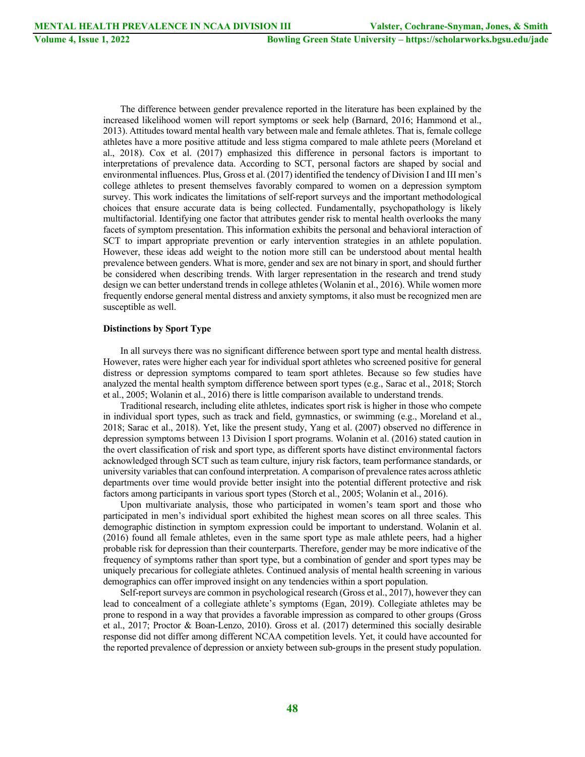The difference between gender prevalence reported in the literature has been explained by the increased likelihood women will report symptoms or seek help (Barnard, 2016; Hammond et al., 2013). Attitudes toward mental health vary between male and female athletes. That is, female college athletes have a more positive attitude and less stigma compared to male athlete peers (Moreland et al., 2018). Cox et al. (2017) emphasized this difference in personal factors is important to interpretations of prevalence data. According to SCT, personal factors are shaped by social and environmental influences. Plus, Gross et al. (2017) identified the tendency of Division I and III men's college athletes to present themselves favorably compared to women on a depression symptom survey. This work indicates the limitations of self-report surveys and the important methodological choices that ensure accurate data is being collected. Fundamentally, psychopathology is likely multifactorial. Identifying one factor that attributes gender risk to mental health overlooks the many facets of symptom presentation. This information exhibits the personal and behavioral interaction of SCT to impart appropriate prevention or early intervention strategies in an athlete population. However, these ideas add weight to the notion more still can be understood about mental health prevalence between genders. What is more, gender and sex are not binary in sport, and should further be considered when describing trends. With larger representation in the research and trend study design we can better understand trends in college athletes (Wolanin et al., 2016). While women more frequently endorse general mental distress and anxiety symptoms, it also must be recognized men are susceptible as well.

### Distinctions by Sport Type

In all surveys there was no significant difference between sport type and mental health distress. However, rates were higher each year for individual sport athletes who screened positive for general distress or depression symptoms compared to team sport athletes. Because so few studies have analyzed the mental health symptom difference between sport types (e.g., Sarac et al., 2018; Storch et al., 2005; Wolanin et al., 2016) there is little comparison available to understand trends.

Traditional research, including elite athletes, indicates sport risk is higher in those who compete in individual sport types, such as track and field, gymnastics, or swimming (e.g., Moreland et al., 2018; Sarac et al., 2018). Yet, like the present study, Yang et al. (2007) observed no difference in depression symptoms between 13 Division I sport programs. Wolanin et al. (2016) stated caution in the overt classification of risk and sport type, as different sports have distinct environmental factors acknowledged through SCT such as team culture, injury risk factors, team performance standards, or university variables that can confound interpretation. A comparison of prevalence rates across athletic departments over time would provide better insight into the potential different protective and risk factors among participants in various sport types (Storch et al., 2005; Wolanin et al., 2016).

Upon multivariate analysis, those who participated in women's team sport and those who participated in men's individual sport exhibited the highest mean scores on all three scales. This demographic distinction in symptom expression could be important to understand. Wolanin et al. (2016) found all female athletes, even in the same sport type as male athlete peers, had a higher probable risk for depression than their counterparts. Therefore, gender may be more indicative of the frequency of symptoms rather than sport type, but a combination of gender and sport types may be uniquely precarious for collegiate athletes. Continued analysis of mental health screening in various demographics can offer improved insight on any tendencies within a sport population.

Self-report surveys are common in psychological research (Gross et al., 2017), however they can lead to concealment of a collegiate athlete's symptoms (Egan, 2019). Collegiate athletes may be prone to respond in a way that provides a favorable impression as compared to other groups (Gross et al., 2017; Proctor & Boan-Lenzo, 2010). Gross et al. (2017) determined this socially desirable response did not differ among different NCAA competition levels. Yet, it could have accounted for the reported prevalence of depression or anxiety between sub-groups in the present study population.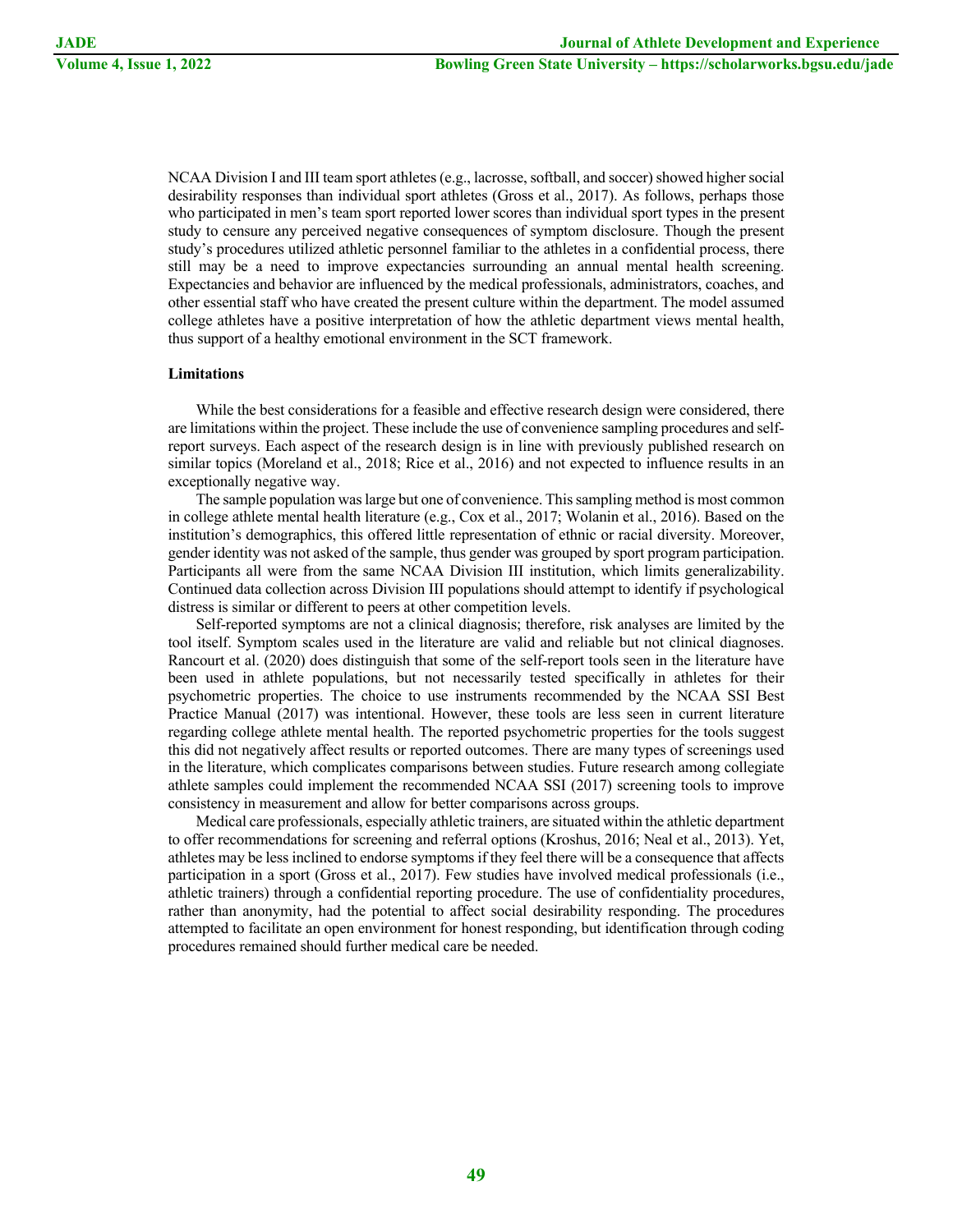NCAA Division I and III team sport athletes (e.g., lacrosse, softball, and soccer) showed higher social desirability responses than individual sport athletes (Gross et al., 2017). As follows, perhaps those who participated in men's team sport reported lower scores than individual sport types in the present study to censure any perceived negative consequences of symptom disclosure. Though the present study's procedures utilized athletic personnel familiar to the athletes in a confidential process, there still may be a need to improve expectancies surrounding an annual mental health screening. Expectancies and behavior are influenced by the medical professionals, administrators, coaches, and other essential staff who have created the present culture within the department. The model assumed college athletes have a positive interpretation of how the athletic department views mental health, thus support of a healthy emotional environment in the SCT framework.

**Limitations**

While the best considerations for a feasible and effective research design were considered, there are limitations within the project. These include the use of convenience sampling procedures and self-report surveys. Each aspect of the research design is in line with previously published research on similar topics (Moreland et al., 2018; Rice et al., 2016) and not expected to influence results in an exceptionally negative way.

The sample population was large but one of convenience. This sampling method is most common in college athlete mental health literature (e.g., Cox et al., 2017; Wolanin et al., 2016). Based on the institution's demographics, this offered little representation of ethnic or racial diversity. Moreover, gender identity was not asked of the sample, thus gender was grouped by sport program participation. Participants all were from the same NCAA Division III institution, which limits generalizability. Continued data collection across Division III populations should attempt to identify if psychological distress is similar or different to peers at other competition levels.

Self-reported symptoms are not a clinical diagnosis; therefore, risk analyses are limited by the tool itself. Symptom scales used in the literature are valid and reliable but not clinical diagnoses. Rancourt et al. (2020) does distinguish that some of the self-report tools seen in the literature have been used in athlete populations, but not necessarily tested specifically in athletes for their psychometric properties. The choice to use instruments recommended by the NCAA SSI Best Practice Manual (2017) was intentional. However, these tools are less seen in current literature regarding college athlete mental health. The reported psychometric properties for the tools suggest this did not negatively affect results or reported outcomes. There are many types of screenings used in the literature, which complicates comparisons between studies. Future research among collegiate athlete samples could implement the recommended NCAA SSI (2017) screening tools to improve consistency in measurement and allow for better comparisons across groups.

Medical care professionals, especially athletic trainers, are situated within the athletic department to offer recommendations for screening and referral options (Kroshus, 2016; Neal et al., 2013). Yet, athletes may be less inclined to endorse symptoms if they feel there will be a consequence that affects participation in a sport (Gross et al., 2017). Few studies have involved medical professionals (i.e., athletic trainers) through a confidential reporting procedure. The use of confidentiality procedures, rather than anonymity, had the potential to affect social desirability responding. The procedures attempted to facilitate an open environment for honest responding, but identification through coding procedures remained should further medical care be needed.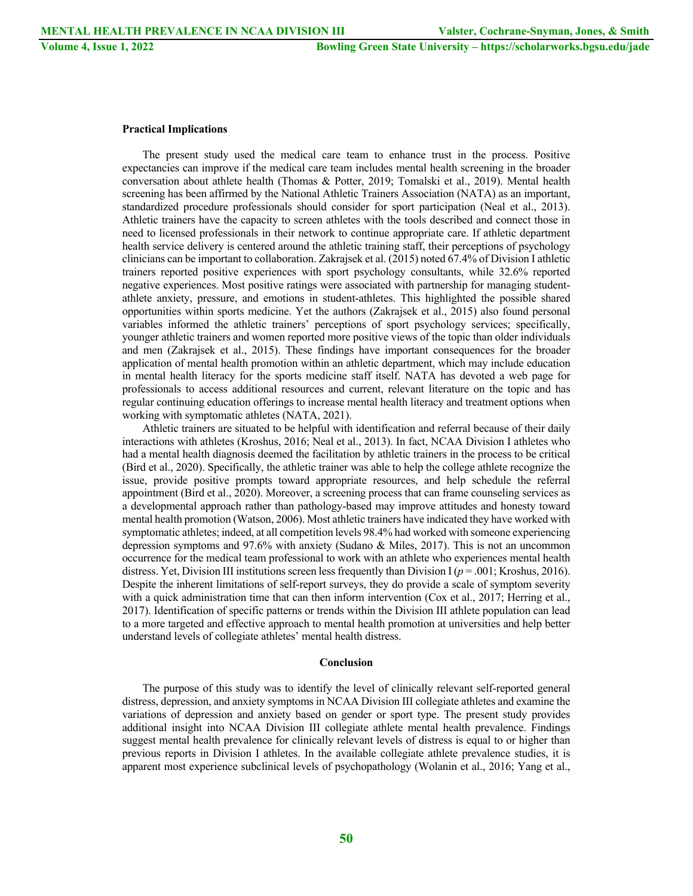**Practical Implications**

The present study used the medical care team to enhance trust in the process. Positive expectancies can improve if the medical care team includes mental health screening in the broader conversation about athlete health (Thomas & Potter, 2019; Tomalski et al., 2019). Mental health screening has been affirmed by the National Athletic Trainers Association (NATA) as an important, standardized procedure professionals should consider for sport participation (Neal et al., 2013). Athletic trainers have the capacity to screen athletes with the tools described and connect those in need to licensed professionals in their network to continue appropriate care. If athletic department health service delivery is centered around the athletic training staff, their perceptions of psychology clinicians can be important to collaboration. Zakrajsek et al. (2015) noted 67.4% of Division I athletic trainers reported positive experiences with sport psychology consultants, while 32.6% reported negative experiences. Most positive ratings were associated with partnership for managing student-athlete anxiety, pressure, and emotions in student-athletes. This highlighted the possible shared opportunities within sports medicine. Yet the authors (Zakrajsek et al., 2015) also found personal variables informed the athletic trainers' perceptions of sport psychology services; specifically, younger athletic trainers and women reported more positive views of the topic than older individuals and men (Zakrajsek et al., 2015). These findings have important consequences for the broader application of mental health promotion within an athletic department, which may include education in mental health literacy for the sports medicine staff itself. NATA has devoted a web page for professionals to access additional resources and current, relevant literature on the topic and has regular continuing education offerings to increase mental health literacy and treatment options when working with symptomatic athletes (NATA, 2021).

Athletic trainers are situated to be helpful with identification and referral because of their daily interactions with athletes (Kroshus, 2016; Neal et al., 2013). In fact, NCAA Division I athletes who had a mental health diagnosis deemed the facilitation by athletic trainers in the process to be critical (Bird et al., 2020). Specifically, the athletic trainer was able to help the college athlete recognize the issue, provide positive prompts toward appropriate resources, and help schedule the referral appointment (Bird et al., 2020). Moreover, a screening process that can frame counseling services as a developmental approach rather than pathology-based may improve attitudes and honesty toward mental health promotion (Watson, 2006). Most athletic trainers have indicated they have worked with symptomatic athletes; indeed, at all competition levels 98.4% had worked with someone experiencing depression symptoms and 97.6% with anxiety (Sudano & Miles, 2017). This is not an uncommon occurrence for the medical team professional to work with an athlete who experiences mental health distress. Yet, Division III institutions screen less frequently than Division I ($p = .001$; Kroshus, 2016). Despite the inherent limitations of self-report surveys, they do provide a scale of symptom severity with a quick administration time that can then inform intervention (Cox et al., 2017; Herring et al., 2017). Identification of specific patterns or trends within the Division III athlete population can lead to a more targeted and effective approach to mental health promotion at universities and help better understand levels of collegiate athletes' mental health distress.

## Conclusion

The purpose of this study was to identify the level of clinically relevant self-reported general distress, depression, and anxiety symptoms in NCAA Division III collegiate athletes and examine the variations of depression and anxiety based on gender or sport type. The present study provides additional insight into NCAA Division III collegiate athlete mental health prevalence. Findings suggest mental health prevalence for clinically relevant levels of distress is equal to or higher than previous reports in Division I athletes. In the available collegiate athlete prevalence studies, it is apparent most experience subclinical levels of psychopathology (Wolanin et al., 2016; Yang et al.,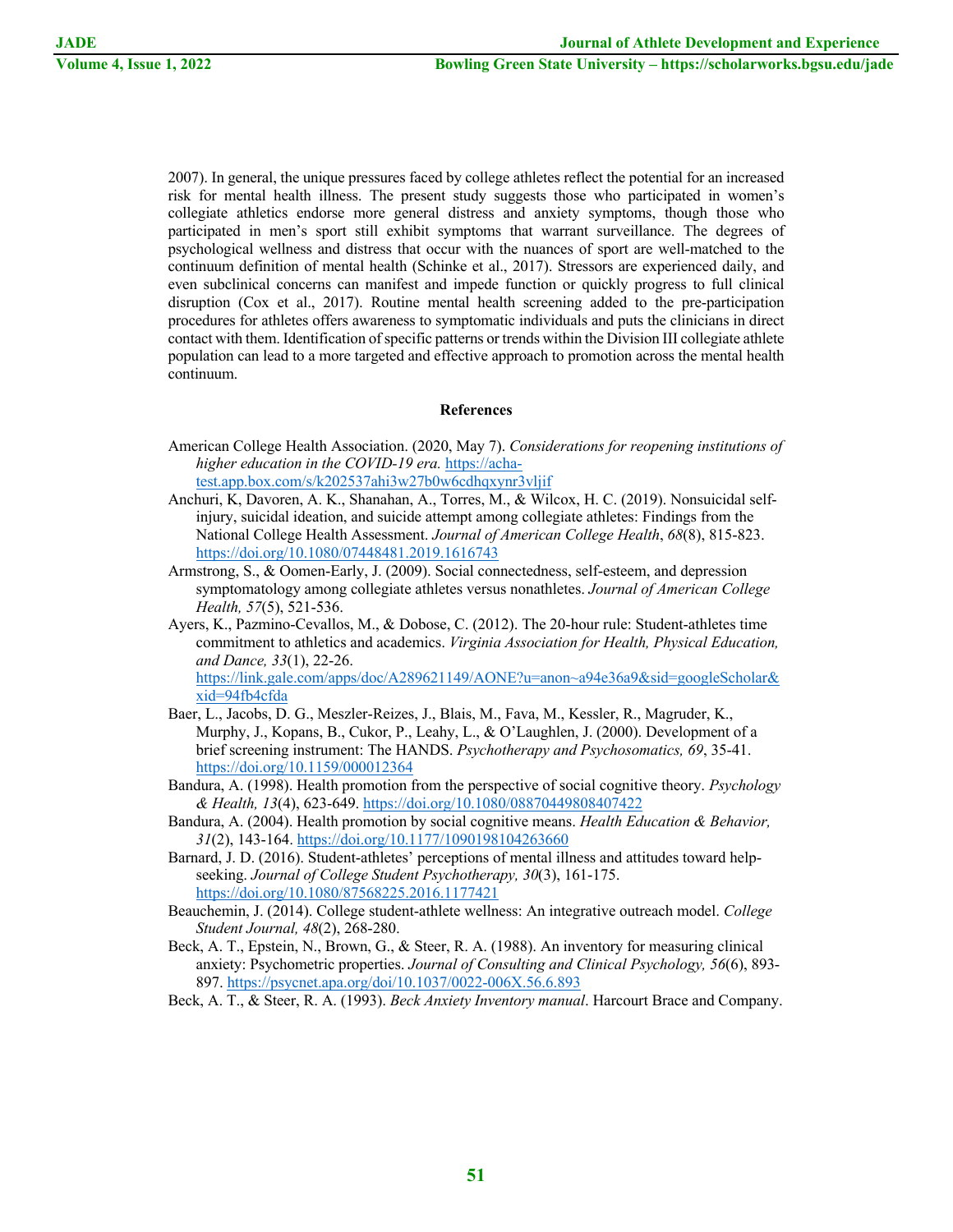2007). In general, the unique pressures faced by college athletes reflect the potential for an increased risk for mental health illness. The present study suggests those who participated in women's collegiate athletics endorse more general distress and anxiety symptoms, though those who participated in men's sport still exhibit symptoms that warrant surveillance. The degrees of psychological wellness and distress that occur with the nuances of sport are well-matched to the continuum definition of mental health (Schinke et al., 2017). Stressors are experienced daily, and even subclinical concerns can manifest and impede function or quickly progress to full clinical disruption (Cox et al., 2017). Routine mental health screening added to the pre-participation procedures for athletes offers awareness to symptomatic individuals and puts the clinicians in direct contact with them. Identification of specific patterns or trends within the Division III collegiate athlete population can lead to a more targeted and effective approach to promotion across the mental health continuum.

## References

American College Health Association. (2020, May 7). *Considerations for reopening institutions of higher education in the COVID-19 era.* https://acha-test.app.box.com/s/k202537ahi3w27b0w6cdhqxynr3vljif

Anchuri, K, Davoren, A. K., Shanahan, A., Torres, M., & Wilcox, H. C. (2019). Nonsuicidal self-injury, suicidal ideation, and suicide attempt among collegiate athletes: Findings from the National College Health Assessment. *Journal of American College Health*, *68*(8), 815-823. https://doi.org/10.1080/07448481.2019.1616743

Armstrong, S., & Oomen-Early, J. (2009). Social connectedness, self-esteem, and depression symptomatology among collegiate athletes versus nonathletes. *Journal of American College Health, 57*(5), 521-536.

Ayers, K., Pazmino-Cevallos, M., & Dobose, C. (2012). The 20-hour rule: Student-athletes time commitment to athletics and academics. *Virginia Association for Health, Physical Education, and Dance, 33*(1), 22-26. https://link.gale.com/apps/doc/A289621149/AONE?u=anon~a94e36a9&sid=googleScholar&xid=94fb4cfda

Baer, L., Jacobs, D. G., Meszler-Reizes, J., Blais, M., Fava, M., Kessler, R., Magruder, K., Murphy, J., Kopans, B., Cukor, P., Leahy, L., & O'Laughlen, J. (2000). Development of a brief screening instrument: The HANDS. *Psychotherapy and Psychosomatics, 69*, 35-41. https://doi.org/10.1159/000012364

Bandura, A. (1998). Health promotion from the perspective of social cognitive theory. *Psychology & Health, 13*(4), 623-649. https://doi.org/10.1080/08870449808407422

Bandura, A. (2004). Health promotion by social cognitive means. *Health Education & Behavior, 31*(2), 143-164. https://doi.org/10.1177/1090198104263660

Barnard, J. D. (2016). Student-athletes' perceptions of mental illness and attitudes toward help-seeking. *Journal of College Student Psychotherapy, 30*(3), 161-175. https://doi.org/10.1080/87568225.2016.1177421

Beauchemin, J. (2014). College student-athlete wellness: An integrative outreach model. *College Student Journal, 48*(2), 268-280.

Beck, A. T., Epstein, N., Brown, G., & Steer, R. A. (1988). An inventory for measuring clinical anxiety: Psychometric properties. *Journal of Consulting and Clinical Psychology, 56*(6), 893-897. https://psycnet.apa.org/doi/10.1037/0022-006X.56.6.893

Beck, A. T., & Steer, R. A. (1993). *Beck Anxiety Inventory manual*. Harcourt Brace and Company.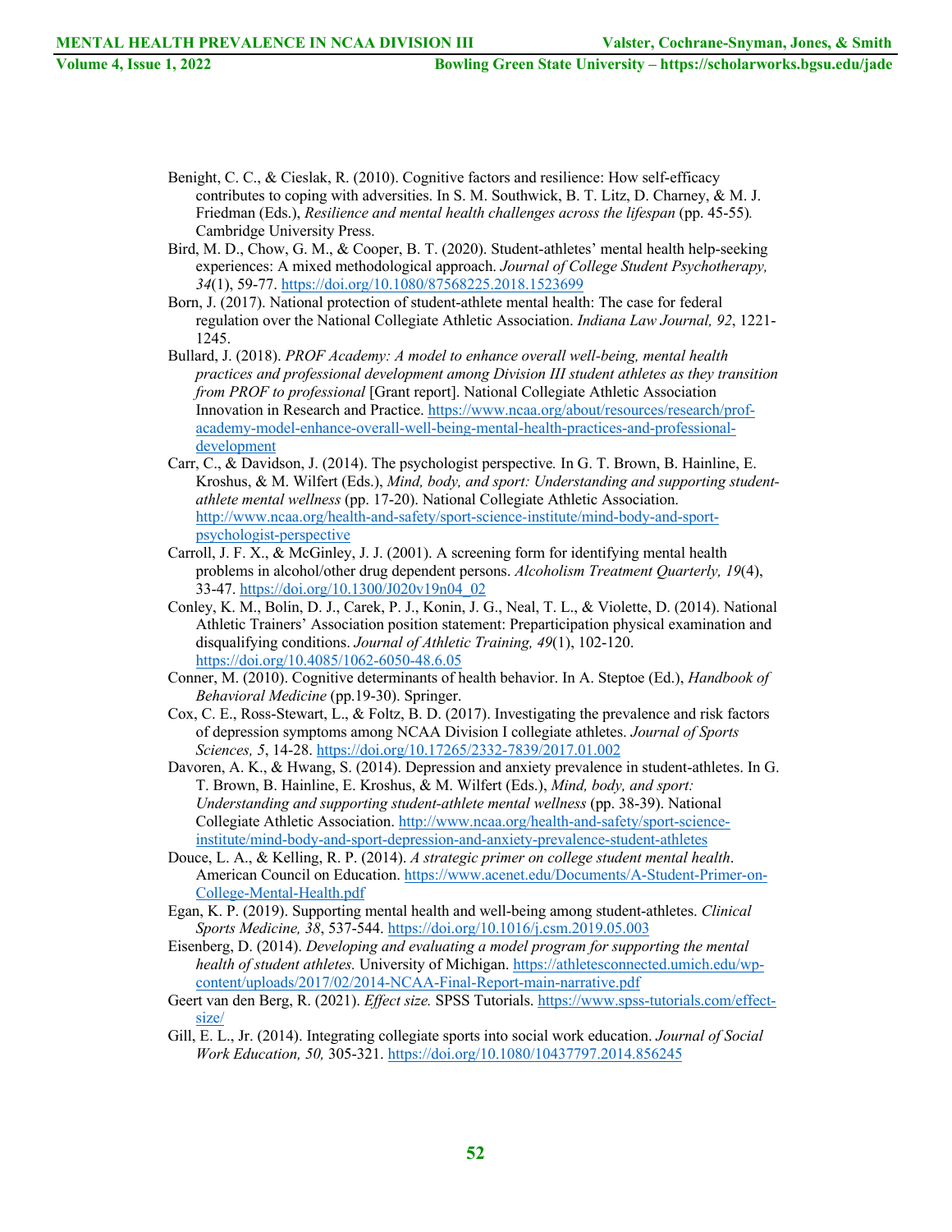Benight, C. C., & Cieslak, R. (2010). Cognitive factors and resilience: How self-efficacy contributes to coping with adversities. In S. M. Southwick, B. T. Litz, D. Charney, & M. J. Friedman (Eds.), *Resilience and mental health challenges across the lifespan* (pp. 45-55)*.* Cambridge University Press.

Bird, M. D., Chow, G. M., & Cooper, B. T. (2020). Student-athletes' mental health help-seeking experiences: A mixed methodological approach. *Journal of College Student Psychotherapy, 34*(1), 59-77. https://doi.org/10.1080/87568225.2018.1523699

Born, J. (2017). National protection of student-athlete mental health: The case for federal regulation over the National Collegiate Athletic Association. *Indiana Law Journal, 92*, 1221-1245.

Bullard, J. (2018). *PROF Academy: A model to enhance overall well-being, mental health practices and professional development among Division III student athletes as they transition from PROF to professional* [Grant report]. National Collegiate Athletic Association Innovation in Research and Practice. https://www.ncaa.org/about/resources/research/prof-academy-model-enhance-overall-well-being-mental-health-practices-and-professional-development

Carr, C., & Davidson, J. (2014). The psychologist perspective*.* In G. T. Brown, B. Hainline, E. Kroshus, & M. Wilfert (Eds.), *Mind, body, and sport: Understanding and supporting student-athlete mental wellness* (pp. 17-20). National Collegiate Athletic Association. http://www.ncaa.org/health-and-safety/sport-science-institute/mind-body-and-sport-psychologist-perspective

Carroll, J. F. X., & McGinley, J. J. (2001). A screening form for identifying mental health problems in alcohol/other drug dependent persons. *Alcoholism Treatment Quarterly, 19*(4), 33-47. https://doi.org/10.1300/J020v19n04_02

Conley, K. M., Bolin, D. J., Carek, P. J., Konin, J. G., Neal, T. L., & Violette, D. (2014). National Athletic Trainers' Association position statement: Preparticipation physical examination and disqualifying conditions. *Journal of Athletic Training, 49*(1), 102-120. https://doi.org/10.4085/1062-6050-48.6.05

Conner, M. (2010). Cognitive determinants of health behavior. In A. Steptoe (Ed.), *Handbook of Behavioral Medicine* (pp.19-30). Springer.

Cox, C. E., Ross-Stewart, L., & Foltz, B. D. (2017). Investigating the prevalence and risk factors of depression symptoms among NCAA Division I collegiate athletes. *Journal of Sports Sciences, 5*, 14-28. https://doi.org/10.17265/2332-7839/2017.01.002

Davoren, A. K., & Hwang, S. (2014). Depression and anxiety prevalence in student-athletes. In G. T. Brown, B. Hainline, E. Kroshus, & M. Wilfert (Eds.), *Mind, body, and sport: Understanding and supporting student-athlete mental wellness* (pp. 38-39). National Collegiate Athletic Association. http://www.ncaa.org/health-and-safety/sport-science-institute/mind-body-and-sport-depression-and-anxiety-prevalence-student-athletes

Douce, L. A., & Kelling, R. P. (2014). *A strategic primer on college student mental health*. American Council on Education. https://www.acenet.edu/Documents/A-Student-Primer-on-College-Mental-Health.pdf

Egan, K. P. (2019). Supporting mental health and well-being among student-athletes. *Clinical Sports Medicine, 38*, 537-544. https://doi.org/10.1016/j.csm.2019.05.003

Eisenberg, D. (2014). *Developing and evaluating a model program for supporting the mental health of student athletes.* University of Michigan. https://athletesconnected.umich.edu/wp-content/uploads/2017/02/2014-NCAA-Final-Report-main-narrative.pdf

Geert van den Berg, R. (2021). *Effect size.* SPSS Tutorials. https://www.spss-tutorials.com/effect-size/

Gill, E. L., Jr. (2014). Integrating collegiate sports into social work education. *Journal of Social Work Education, 50,* 305-321. https://doi.org/10.1080/10437797.2014.856245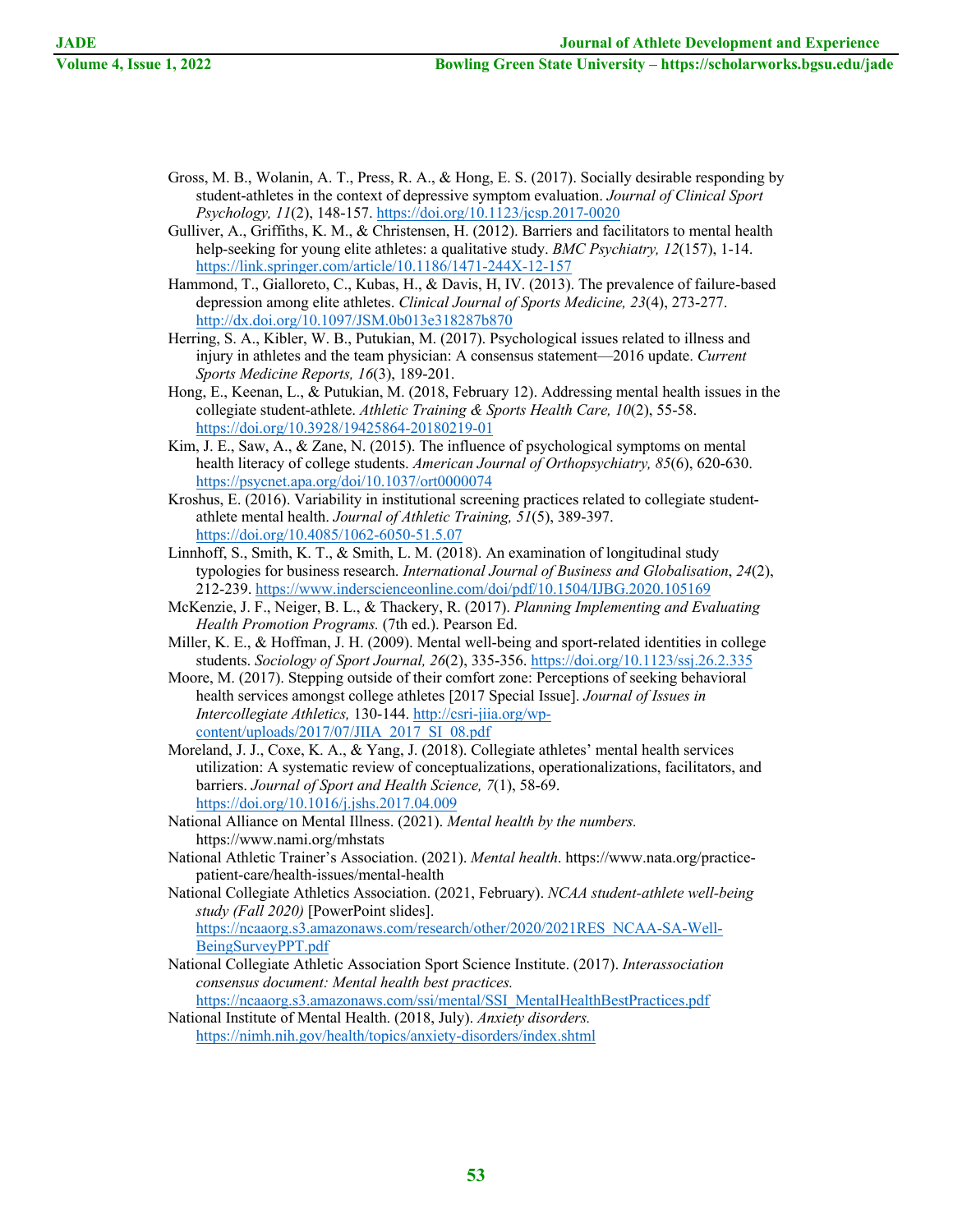Gross, M. B., Wolanin, A. T., Press, R. A., & Hong, E. S. (2017). Socially desirable responding by student-athletes in the context of depressive symptom evaluation. *Journal of Clinical Sport Psychology, 11*(2), 148-157. https://doi.org/10.1123/jcsp.2017-0020

Gulliver, A., Griffiths, K. M., & Christensen, H. (2012). Barriers and facilitators to mental health help-seeking for young elite athletes: a qualitative study. *BMC Psychiatry, 12*(157), 1-14. https://link.springer.com/article/10.1186/1471-244X-12-157

Hammond, T., Gialloreto, C., Kubas, H., & Davis, H, IV. (2013). The prevalence of failure-based depression among elite athletes. *Clinical Journal of Sports Medicine, 23*(4), 273-277. http://dx.doi.org/10.1097/JSM.0b013e318287b870

Herring, S. A., Kibler, W. B., Putukian, M. (2017). Psychological issues related to illness and injury in athletes and the team physician: A consensus statement—2016 update. *Current Sports Medicine Reports, 16*(3), 189-201.

Hong, E., Keenan, L., & Putukian, M. (2018, February 12). Addressing mental health issues in the collegiate student-athlete. *Athletic Training & Sports Health Care, 10*(2), 55-58. https://doi.org/10.3928/19425864-20180219-01

Kim, J. E., Saw, A., & Zane, N. (2015). The influence of psychological symptoms on mental health literacy of college students. *American Journal of Orthopsychiatry, 85*(6), 620-630. https://psycnet.apa.org/doi/10.1037/ort0000074

Kroshus, E. (2016). Variability in institutional screening practices related to collegiate student-athlete mental health. *Journal of Athletic Training, 51*(5), 389-397. https://doi.org/10.4085/1062-6050-51.5.07

Linnhoff, S., Smith, K. T., & Smith, L. M. (2018). An examination of longitudinal study typologies for business research. *International Journal of Business and Globalisation*, *24*(2), 212-239. https://www.inderscienceonline.com/doi/pdf/10.1504/IJBG.2020.105169

McKenzie, J. F., Neiger, B. L., & Thackery, R. (2017). *Planning Implementing and Evaluating Health Promotion Programs.* (7th ed.). Pearson Ed.

Miller, K. E., & Hoffman, J. H. (2009). Mental well-being and sport-related identities in college students. *Sociology of Sport Journal, 26*(2), 335-356. https://doi.org/10.1123/ssj.26.2.335

Moore, M. (2017). Stepping outside of their comfort zone: Perceptions of seeking behavioral health services amongst college athletes [2017 Special Issue]. *Journal of Issues in Intercollegiate Athletics,* 130-144. http://csri-jiia.org/wp-content/uploads/2017/07/JIIA_2017_SI_08.pdf

Moreland, J. J., Coxe, K. A., & Yang, J. (2018). Collegiate athletes' mental health services utilization: A systematic review of conceptualizations, operationalizations, facilitators, and barriers. *Journal of Sport and Health Science, 7*(1), 58-69. https://doi.org/10.1016/j.jshs.2017.04.009

National Alliance on Mental Illness. (2021). *Mental health by the numbers.* https://www.nami.org/mhstats

National Athletic Trainer's Association. (2021). *Mental health*. https://www.nata.org/practice-patient-care/health-issues/mental-health

National Collegiate Athletics Association. (2021, February). *NCAA student-athlete well-being study (Fall 2020)* [PowerPoint slides]. https://ncaaorg.s3.amazonaws.com/research/other/2020/2021RES_NCAA-SA-Well-BeingSurveyPPT.pdf

National Collegiate Athletic Association Sport Science Institute. (2017). *Interassociation consensus document: Mental health best practices.* https://ncaaorg.s3.amazonaws.com/ssi/mental/SSI_MentalHealthBestPractices.pdf

National Institute of Mental Health. (2018, July). *Anxiety disorders.* https://nimh.nih.gov/health/topics/anxiety-disorders/index.shtml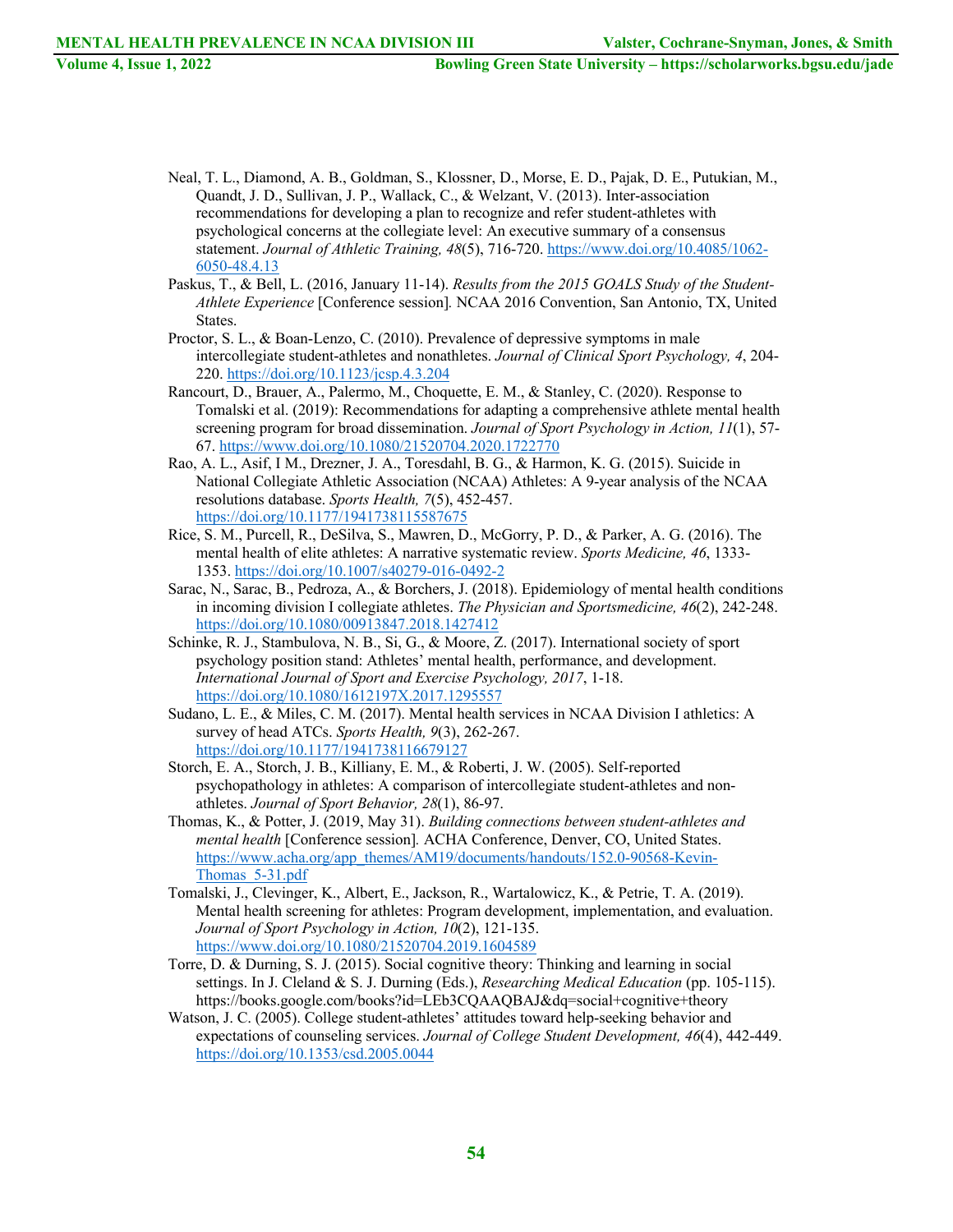Neal, T. L., Diamond, A. B., Goldman, S., Klossner, D., Morse, E. D., Pajak, D. E., Putukian, M., Quandt, J. D., Sullivan, J. P., Wallack, C., & Welzant, V. (2013). Inter-association recommendations for developing a plan to recognize and refer student-athletes with psychological concerns at the collegiate level: An executive summary of a consensus statement. *Journal of Athletic Training, 48*(5), 716-720. https://www.doi.org/10.4085/1062-6050-48.4.13

Paskus, T., & Bell, L. (2016, January 11-14). *Results from the 2015 GOALS Study of the Student-Athlete Experience* [Conference session]. NCAA 2016 Convention, San Antonio, TX, United States.

Proctor, S. L., & Boan-Lenzo, C. (2010). Prevalence of depressive symptoms in male intercollegiate student-athletes and nonathletes. *Journal of Clinical Sport Psychology, 4*, 204-220. https://doi.org/10.1123/jcsp.4.3.204

Rancourt, D., Brauer, A., Palermo, M., Choquette, E. M., & Stanley, C. (2020). Response to Tomalski et al. (2019): Recommendations for adapting a comprehensive athlete mental health screening program for broad dissemination. *Journal of Sport Psychology in Action, 11*(1), 57-67. https://www.doi.org/10.1080/21520704.2020.1722770

Rao, A. L., Asif, I M., Drezner, J. A., Toresdahl, B. G., & Harmon, K. G. (2015). Suicide in National Collegiate Athletic Association (NCAA) Athletes: A 9-year analysis of the NCAA resolutions database. *Sports Health, 7*(5), 452-457. https://doi.org/10.1177/1941738115587675

Rice, S. M., Purcell, R., DeSilva, S., Mawren, D., McGorry, P. D., & Parker, A. G. (2016). The mental health of elite athletes: A narrative systematic review. *Sports Medicine, 46*, 1333-1353. https://doi.org/10.1007/s40279-016-0492-2

Sarac, N., Sarac, B., Pedroza, A., & Borchers, J. (2018). Epidemiology of mental health conditions in incoming division I collegiate athletes. *The Physician and Sportsmedicine, 46*(2), 242-248. https://doi.org/10.1080/00913847.2018.1427412

Schinke, R. J., Stambulova, N. B., Si, G., & Moore, Z. (2017). International society of sport psychology position stand: Athletes' mental health, performance, and development. *International Journal of Sport and Exercise Psychology, 2017*, 1-18. https://doi.org/10.1080/1612197X.2017.1295557

Sudano, L. E., & Miles, C. M. (2017). Mental health services in NCAA Division I athletics: A survey of head ATCs. *Sports Health, 9*(3), 262-267. https://doi.org/10.1177/1941738116679127

Storch, E. A., Storch, J. B., Killiany, E. M., & Roberti, J. W. (2005). Self-reported psychopathology in athletes: A comparison of intercollegiate student-athletes and non-athletes. *Journal of Sport Behavior, 28*(1), 86-97.

Thomas, K., & Potter, J. (2019, May 31). *Building connections between student-athletes and mental health* [Conference session]. ACHA Conference, Denver, CO, United States. https://www.acha.org/app_themes/AM19/documents/handouts/152.0-90568-Kevin-Thomas_5-31.pdf

Tomalski, J., Clevinger, K., Albert, E., Jackson, R., Wartalowicz, K., & Petrie, T. A. (2019). Mental health screening for athletes: Program development, implementation, and evaluation. *Journal of Sport Psychology in Action, 10*(2), 121-135. https://www.doi.org/10.1080/21520704.2019.1604589

Torre, D. & Durning, S. J. (2015). Social cognitive theory: Thinking and learning in social settings. In J. Cleland & S. J. Durning (Eds.), *Researching Medical Education* (pp. 105-115). https://books.google.com/books?id=LEb3CQAAQBAJ&dq=social+cognitive+theory

Watson, J. C. (2005). College student-athletes' attitudes toward help-seeking behavior and expectations of counseling services. *Journal of College Student Development, 46*(4), 442-449. https://doi.org/10.1353/csd.2005.0044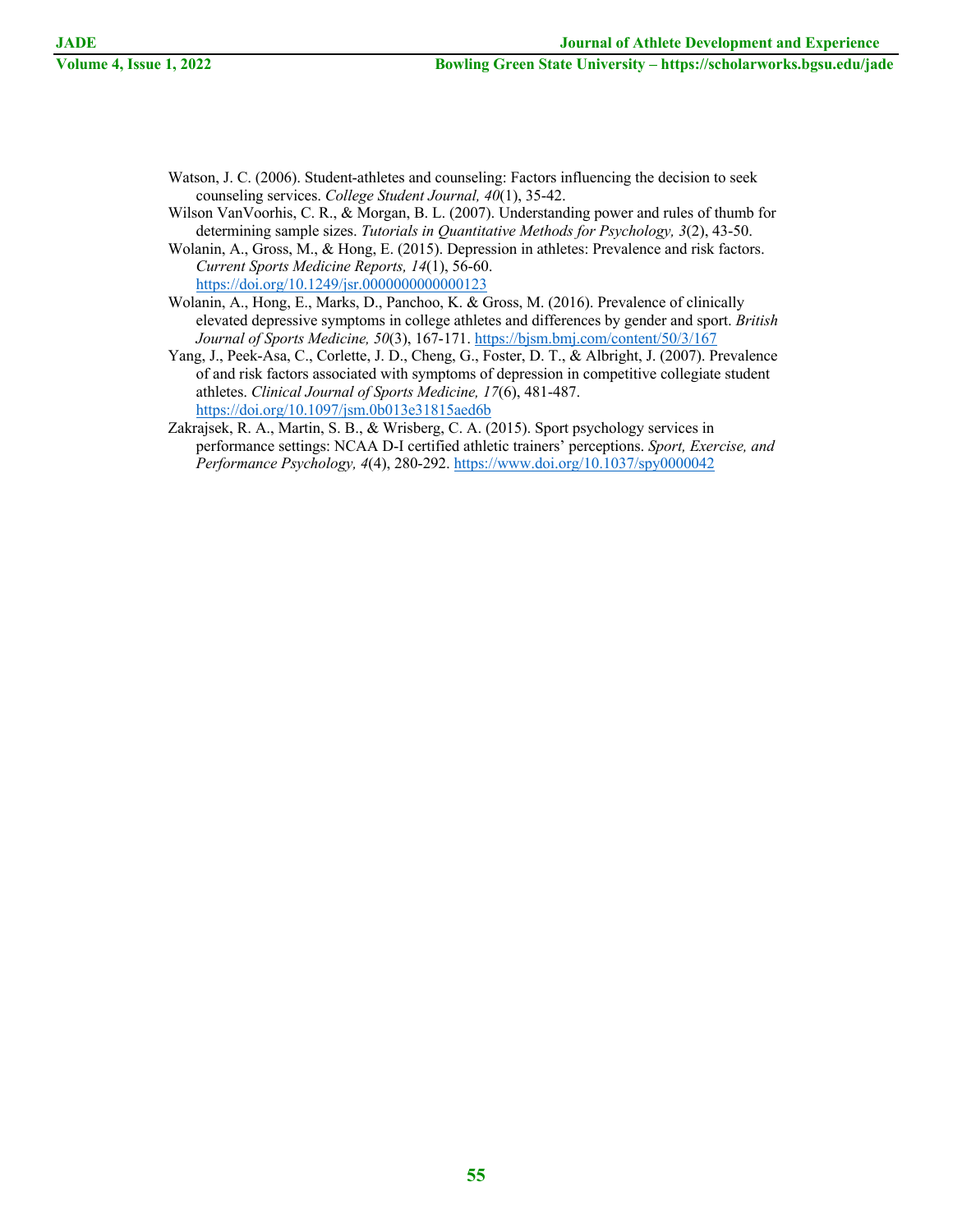Watson, J. C. (2006). Student-athletes and counseling: Factors influencing the decision to seek counseling services. *College Student Journal, 40*(1), 35-42.

Wilson VanVoorhis, C. R., & Morgan, B. L. (2007). Understanding power and rules of thumb for determining sample sizes. *Tutorials in Quantitative Methods for Psychology, 3*(2), 43-50.

Wolanin, A., Gross, M., & Hong, E. (2015). Depression in athletes: Prevalence and risk factors. *Current Sports Medicine Reports, 14*(1), 56-60. https://doi.org/10.1249/jsr.0000000000000123

Wolanin, A., Hong, E., Marks, D., Panchoo, K. & Gross, M. (2016). Prevalence of clinically elevated depressive symptoms in college athletes and differences by gender and sport. *British Journal of Sports Medicine, 50*(3), 167-171. https://bjsm.bmj.com/content/50/3/167

Yang, J., Peek-Asa, C., Corlette, J. D., Cheng, G., Foster, D. T., & Albright, J. (2007). Prevalence of and risk factors associated with symptoms of depression in competitive collegiate student athletes. *Clinical Journal of Sports Medicine, 17*(6), 481-487. https://doi.org/10.1097/jsm.0b013e31815aed6b

Zakrajsek, R. A., Martin, S. B., & Wrisberg, C. A. (2015). Sport psychology services in performance settings: NCAA D-I certified athletic trainers' perceptions. *Sport, Exercise, and Performance Psychology, 4*(4), 280-292. https://www.doi.org/10.1037/spy0000042